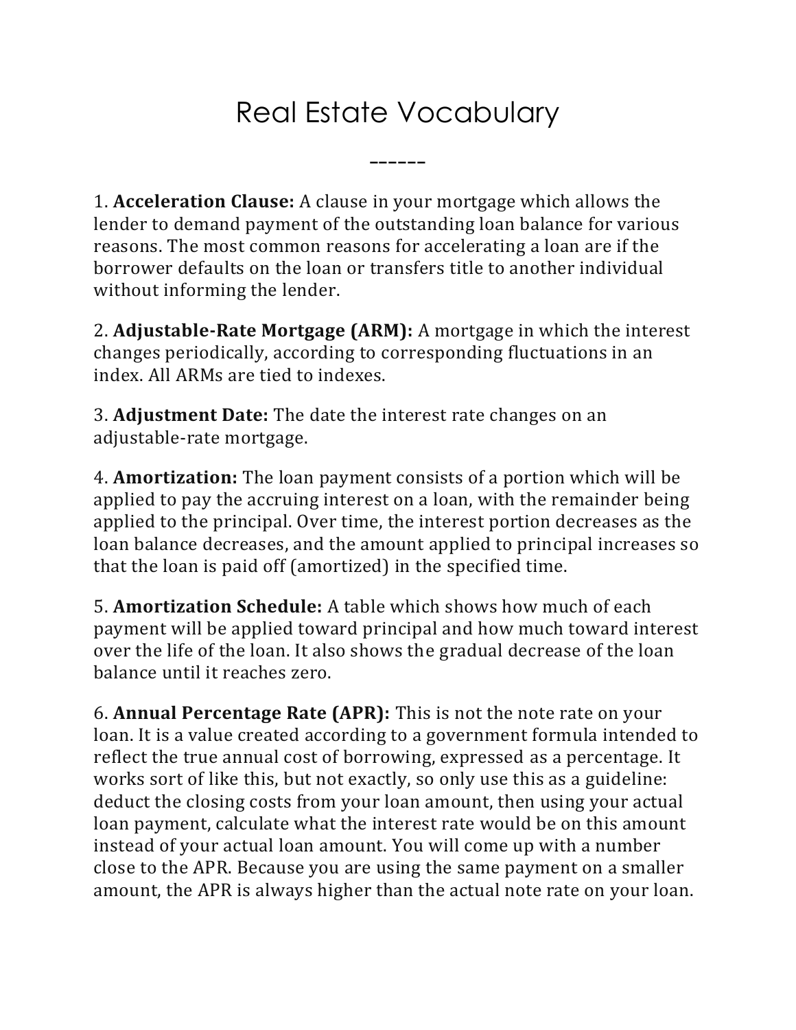# Real Estate Vocabulary

------

1. **Acceleration Clause:** A clause in your mortgage which allows the lender to demand payment of the outstanding loan balance for various reasons. The most common reasons for accelerating a loan are if the borrower defaults on the loan or transfers title to another individual without informing the lender.

2. **Adjustable-Rate Mortgage (ARM):** A mortgage in which the interest changes periodically, according to corresponding fluctuations in an index. All ARMs are tied to indexes.

3. **Adjustment Date:** The date the interest rate changes on an adjustable-rate mortgage.

4. **Amortization:** The loan payment consists of a portion which will be applied to pay the accruing interest on a loan, with the remainder being applied to the principal. Over time, the interest portion decreases as the loan balance decreases, and the amount applied to principal increases so that the loan is paid off (amortized) in the specified time.

5. **Amortization Schedule:** A table which shows how much of each payment will be applied toward principal and how much toward interest over the life of the loan. It also shows the gradual decrease of the loan balance until it reaches zero.

6. **Annual Percentage Rate (APR):** This is not the note rate on your loan. It is a value created according to a government formula intended to reflect the true annual cost of borrowing, expressed as a percentage. It works sort of like this, but not exactly, so only use this as a guideline: deduct the closing costs from your loan amount, then using your actual loan payment, calculate what the interest rate would be on this amount instead of your actual loan amount. You will come up with a number close to the APR. Because you are using the same payment on a smaller amount, the APR is always higher than the actual note rate on your loan.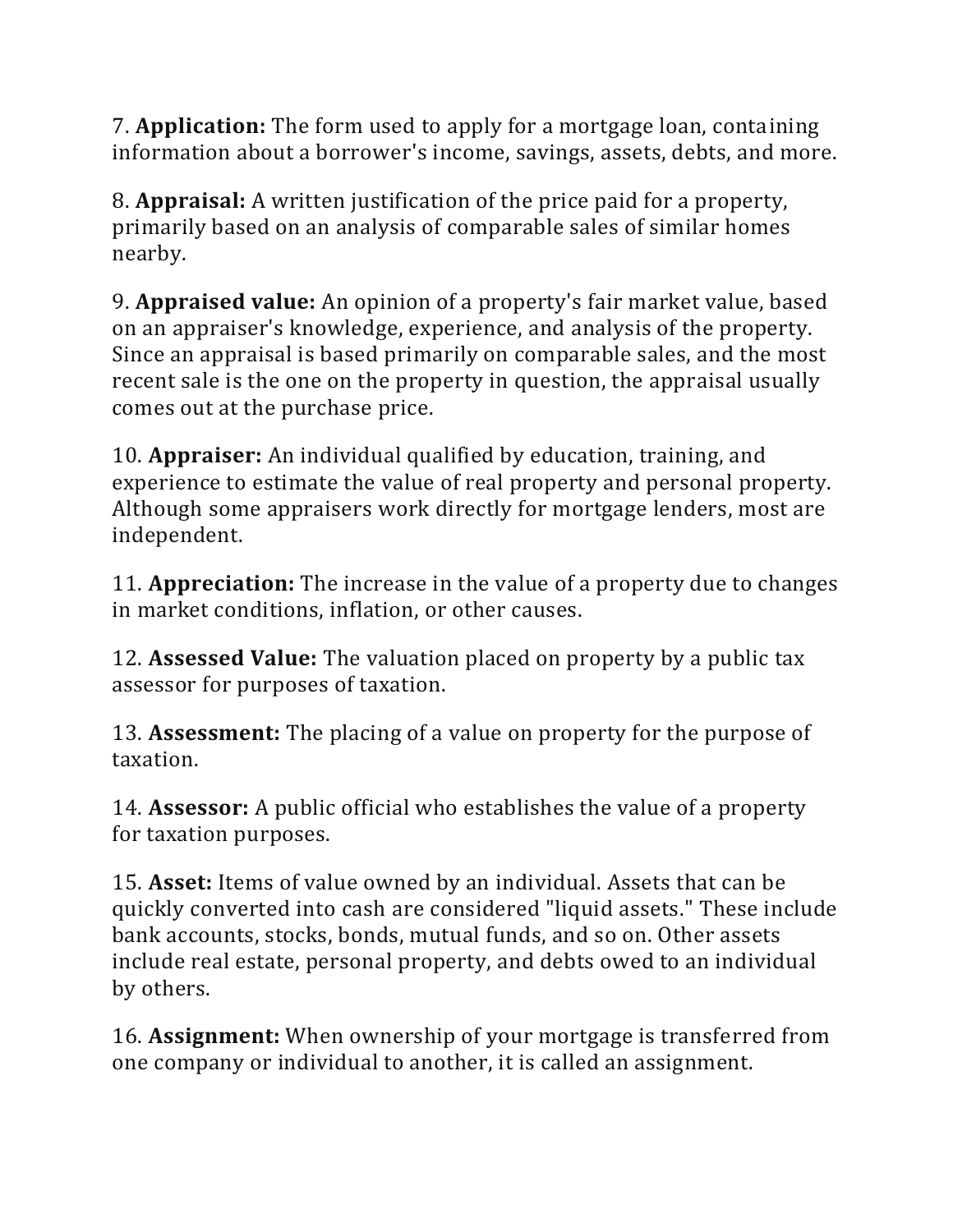7. **Application:** The form used to apply for a mortgage loan, containing information about a borrower's income, savings, assets, debts, and more.

8. **Appraisal:** A written justification of the price paid for a property, primarily based on an analysis of comparable sales of similar homes nearby.

9. **Appraised value:** An opinion of a property's fair market value, based on an appraiser's knowledge, experience, and analysis of the property. Since an appraisal is based primarily on comparable sales, and the most recent sale is the one on the property in question, the appraisal usually comes out at the purchase price.

10. **Appraiser:** An individual qualified by education, training, and experience to estimate the value of real property and personal property. Although some appraisers work directly for mortgage lenders, most are independent.

11. **Appreciation:** The increase in the value of a property due to changes in market conditions, inflation, or other causes.

12. **Assessed Value:** The valuation placed on property by a public tax assessor for purposes of taxation.

13. **Assessment:** The placing of a value on property for the purpose of taxation.

14. **Assessor:** A public official who establishes the value of a property for taxation purposes.

15. **Asset:** Items of value owned by an individual. Assets that can be quickly converted into cash are considered "liquid assets." These include bank accounts, stocks, bonds, mutual funds, and so on. Other assets include real estate, personal property, and debts owed to an individual by others.

16. **Assignment:** When ownership of your mortgage is transferred from one company or individual to another, it is called an assignment.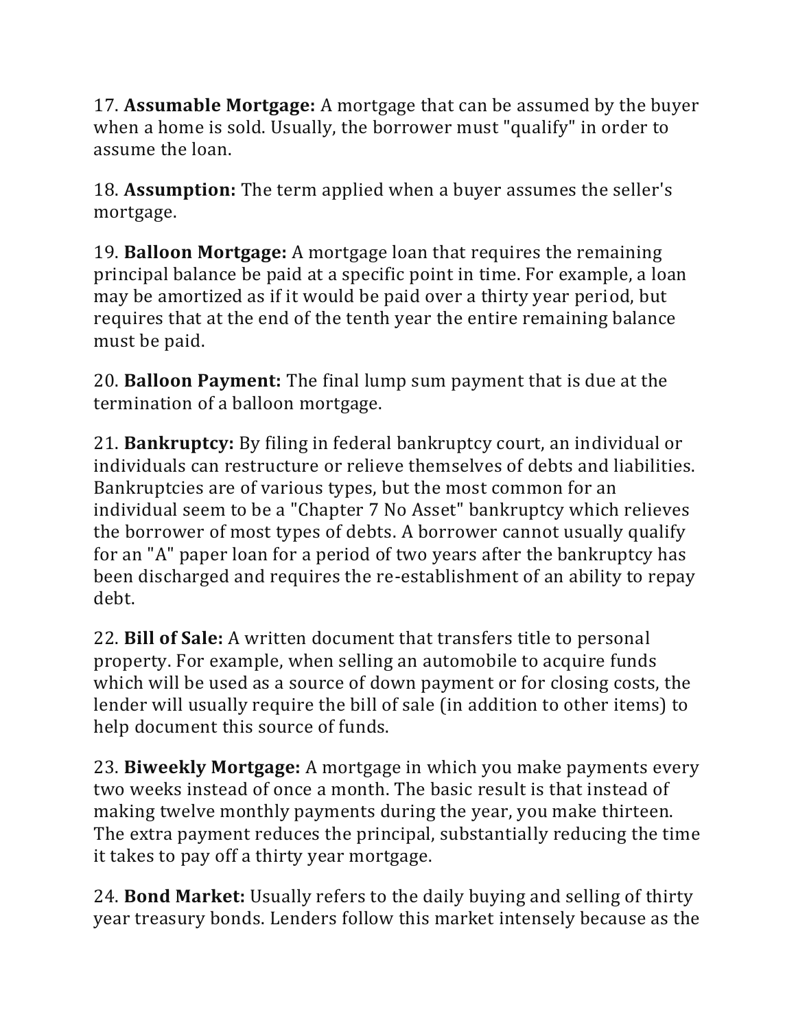17. **Assumable Mortgage:** A mortgage that can be assumed by the buyer when a home is sold. Usually, the borrower must "qualify" in order to assume the loan.

18. **Assumption:** The term applied when a buyer assumes the seller's mortgage.

19. **Balloon Mortgage:** A mortgage loan that requires the remaining principal balance be paid at a specific point in time. For example, a loan may be amortized as if it would be paid over a thirty year period, but requires that at the end of the tenth year the entire remaining balance must be paid.

20. **Balloon Payment:** The final lump sum payment that is due at the termination of a balloon mortgage.

21. **Bankruptcy:** By filing in federal bankruptcy court, an individual or individuals can restructure or relieve themselves of debts and liabilities. Bankruptcies are of various types, but the most common for an individual seem to be a "Chapter 7 No Asset" bankruptcy which relieves the borrower of most types of debts. A borrower cannot usually qualify for an "A" paper loan for a period of two years after the bankruptcy has been discharged and requires the re-establishment of an ability to repay debt.

22. **Bill of Sale:** A written document that transfers title to personal property. For example, when selling an automobile to acquire funds which will be used as a source of down payment or for closing costs, the lender will usually require the bill of sale (in addition to other items) to help document this source of funds.

23. **Biweekly Mortgage:** A mortgage in which you make payments every two weeks instead of once a month. The basic result is that instead of making twelve monthly payments during the year, you make thirteen. The extra payment reduces the principal, substantially reducing the time it takes to pay off a thirty year mortgage.

24. **Bond Market:** Usually refers to the daily buying and selling of thirty year treasury bonds. Lenders follow this market intensely because as the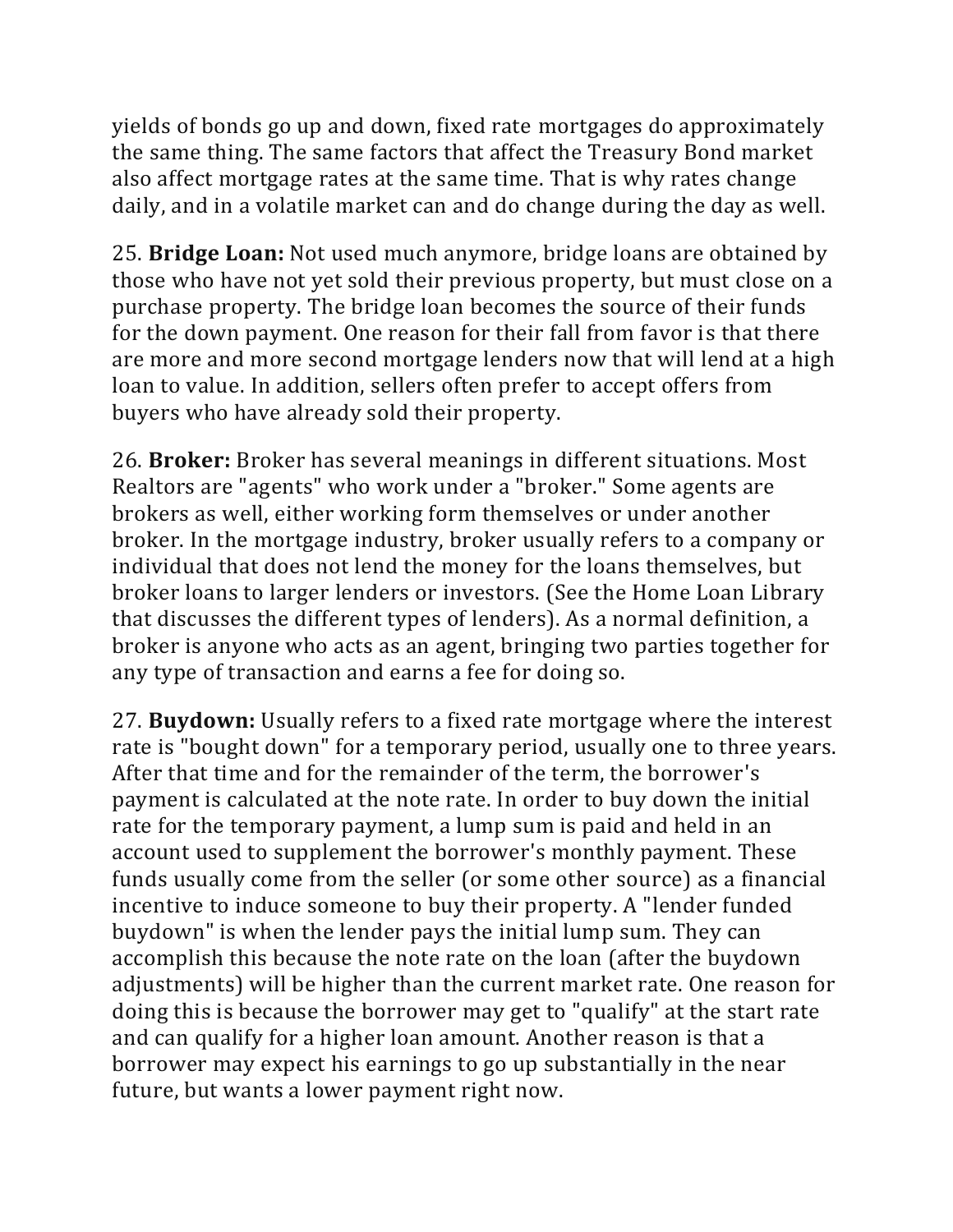yields of bonds go up and down, fixed rate mortgages do approximately the same thing. The same factors that affect the Treasury Bond market also affect mortgage rates at the same time. That is why rates change daily, and in a volatile market can and do change during the day as well.

25. **Bridge Loan:** Not used much anymore, bridge loans are obtained by those who have not yet sold their previous property, but must close on a purchase property. The bridge loan becomes the source of their funds for the down payment. One reason for their fall from favor is that there are more and more second mortgage lenders now that will lend at a high loan to value. In addition, sellers often prefer to accept offers from buyers who have already sold their property.

26. **Broker:** Broker has several meanings in different situations. Most Realtors are "agents" who work under a "broker." Some agents are brokers as well, either working form themselves or under another broker. In the mortgage industry, broker usually refers to a company or individual that does not lend the money for the loans themselves, but broker loans to larger lenders or investors. (See the Home Loan Library that discusses the different types of lenders). As a normal definition, a broker is anyone who acts as an agent, bringing two parties together for any type of transaction and earns a fee for doing so.

27. **Buydown:** Usually refers to a fixed rate mortgage where the interest rate is "bought down" for a temporary period, usually one to three years. After that time and for the remainder of the term, the borrower's payment is calculated at the note rate. In order to buy down the initial rate for the temporary payment, a lump sum is paid and held in an account used to supplement the borrower's monthly payment. These funds usually come from the seller (or some other source) as a financial incentive to induce someone to buy their property. A "lender funded buydown" is when the lender pays the initial lump sum. They can accomplish this because the note rate on the loan (after the buydown adjustments) will be higher than the current market rate. One reason for doing this is because the borrower may get to "qualify" at the start rate and can qualify for a higher loan amount. Another reason is that a borrower may expect his earnings to go up substantially in the near future, but wants a lower payment right now.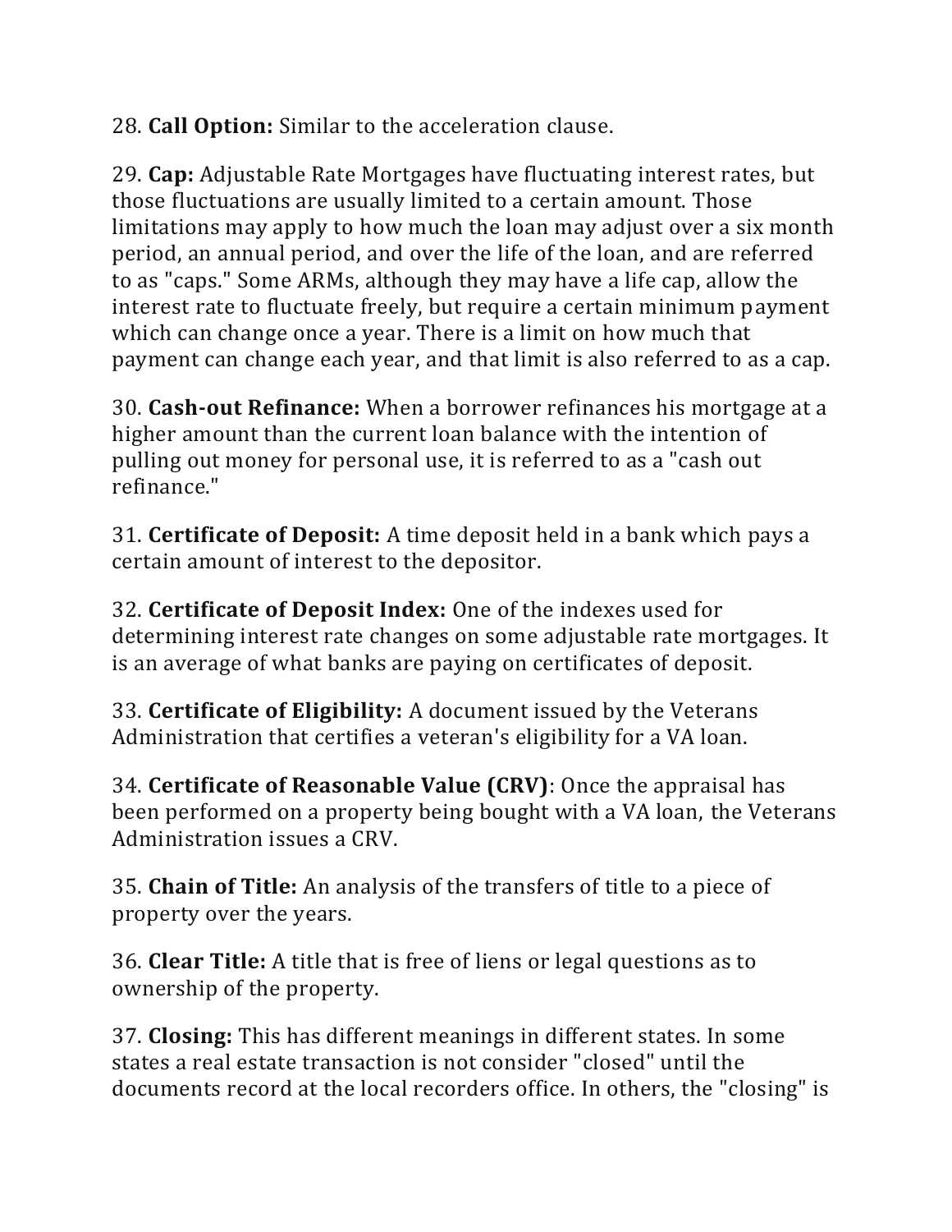28. **Call Option:** Similar to the acceleration clause.

29. **Cap:** Adjustable Rate Mortgages have fluctuating interest rates, but those fluctuations are usually limited to a certain amount. Those limitations may apply to how much the loan may adjust over a six month period, an annual period, and over the life of the loan, and are referred to as "caps." Some ARMs, although they may have a life cap, allow the interest rate to fluctuate freely, but require a certain minimum payment which can change once a year. There is a limit on how much that payment can change each year, and that limit is also referred to as a cap.

30. **Cash-out Refinance:** When a borrower refinances his mortgage at a higher amount than the current loan balance with the intention of pulling out money for personal use, it is referred to as a "cash out refinance."

31. **Certificate of Deposit:** A time deposit held in a bank which pays a certain amount of interest to the depositor.

32. **Certificate of Deposit Index:** One of the indexes used for determining interest rate changes on some adjustable rate mortgages. It is an average of what banks are paying on certificates of deposit.

33. **Certificate of Eligibility:** A document issued by the Veterans Administration that certifies a veteran's eligibility for a VA loan.

34. **Certificate of Reasonable Value (CRV)**: Once the appraisal has been performed on a property being bought with a VA loan, the Veterans Administration issues a CRV.

35. **Chain of Title:** An analysis of the transfers of title to a piece of property over the years.

36. **Clear Title:** A title that is free of liens or legal questions as to ownership of the property.

37. **Closing:** This has different meanings in different states. In some states a real estate transaction is not consider "closed" until the documents record at the local recorders office. In others, the "closing" is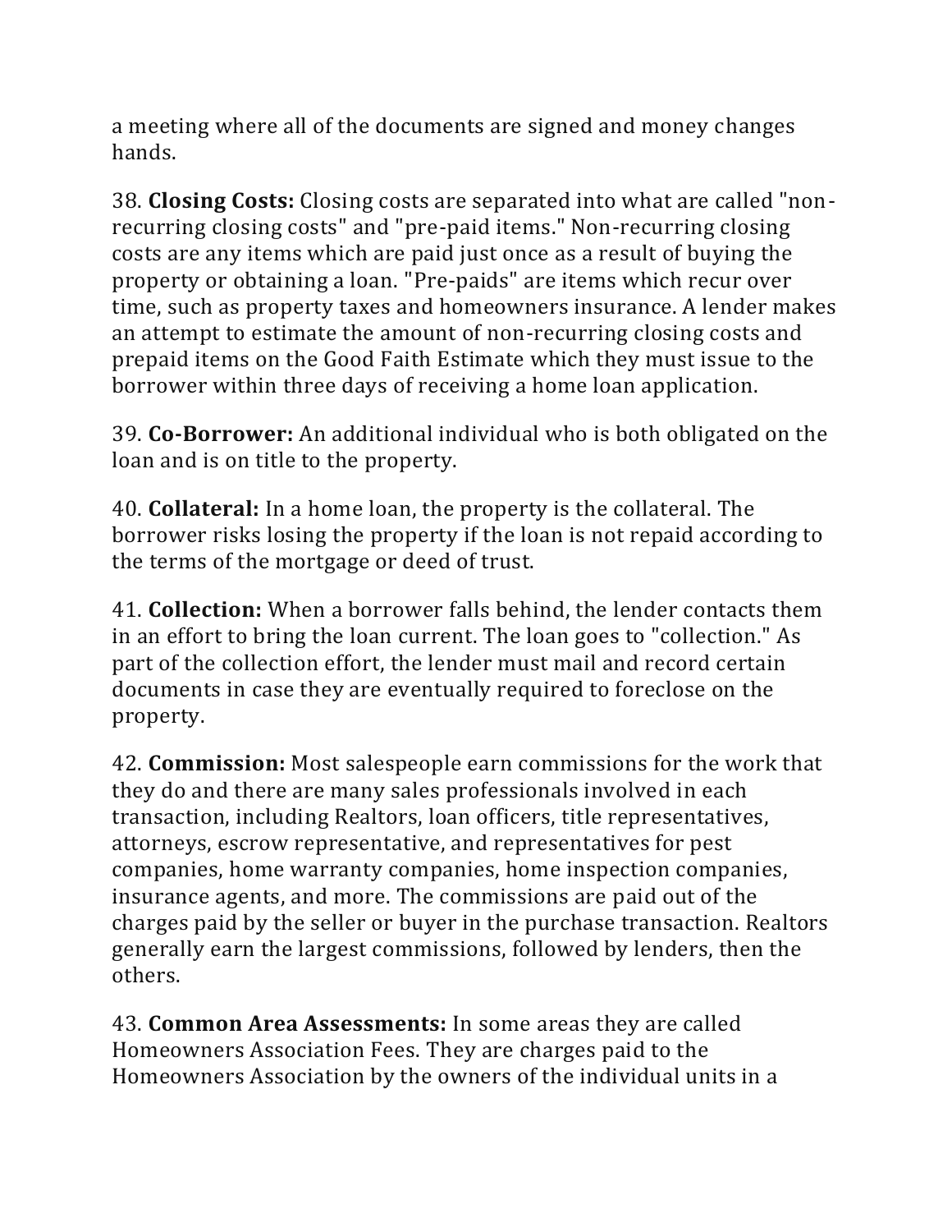a meeting where all of the documents are signed and money changes hands.

38. **Closing Costs:** Closing costs are separated into what are called "non-recurring closing costs" and "pre-paid items." Non-recurring closing costs are any items which are paid just once as a result of buying the property or obtaining a loan. "Pre-paids" are items which recur over time, such as property taxes and homeowners insurance. A lender makes an attempt to estimate the amount of non-recurring closing costs and prepaid items on the Good Faith Estimate which they must issue to the borrower within three days of receiving a home loan application.

39. **Co-Borrower:** An additional individual who is both obligated on the loan and is on title to the property.

40. **Collateral:** In a home loan, the property is the collateral. The borrower risks losing the property if the loan is not repaid according to the terms of the mortgage or deed of trust.

41. **Collection:** When a borrower falls behind, the lender contacts them in an effort to bring the loan current. The loan goes to "collection." As part of the collection effort, the lender must mail and record certain documents in case they are eventually required to foreclose on the property.

42. **Commission:** Most salespeople earn commissions for the work that they do and there are many sales professionals involved in each transaction, including Realtors, loan officers, title representatives, attorneys, escrow representative, and representatives for pest companies, home warranty companies, home inspection companies, insurance agents, and more. The commissions are paid out of the charges paid by the seller or buyer in the purchase transaction. Realtors generally earn the largest commissions, followed by lenders, then the others.

43. **Common Area Assessments:** In some areas they are called Homeowners Association Fees. They are charges paid to the Homeowners Association by the owners of the individual units in a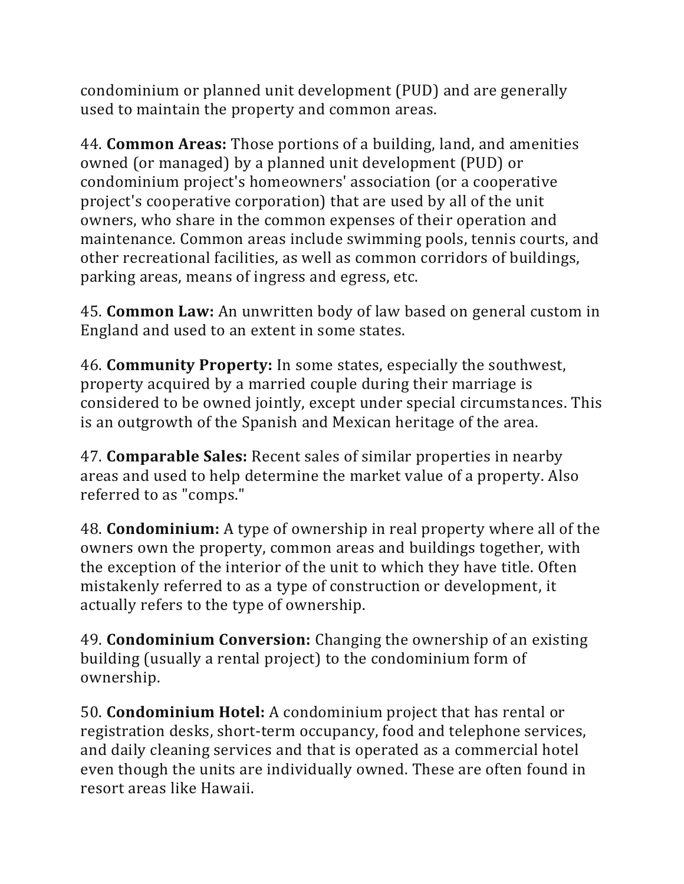condominium or planned unit development (PUD) and are generally used to maintain the property and common areas.

44. **Common Areas:** Those portions of a building, land, and amenities owned (or managed) by a planned unit development (PUD) or condominium project's homeowners' association (or a cooperative project's cooperative corporation) that are used by all of the unit owners, who share in the common expenses of their operation and maintenance. Common areas include swimming pools, tennis courts, and other recreational facilities, as well as common corridors of buildings, parking areas, means of ingress and egress, etc.

45. **Common Law:** An unwritten body of law based on general custom in England and used to an extent in some states.

46. **Community Property:** In some states, especially the southwest, property acquired by a married couple during their marriage is considered to be owned jointly, except under special circumstances. This is an outgrowth of the Spanish and Mexican heritage of the area.

47. **Comparable Sales:** Recent sales of similar properties in nearby areas and used to help determine the market value of a property. Also referred to as "comps."

48. **Condominium:** A type of ownership in real property where all of the owners own the property, common areas and buildings together, with the exception of the interior of the unit to which they have title. Often mistakenly referred to as a type of construction or development, it actually refers to the type of ownership.

49. **Condominium Conversion:** Changing the ownership of an existing building (usually a rental project) to the condominium form of ownership.

50. **Condominium Hotel:** A condominium project that has rental or registration desks, short-term occupancy, food and telephone services, and daily cleaning services and that is operated as a commercial hotel even though the units are individually owned. These are often found in resort areas like Hawaii.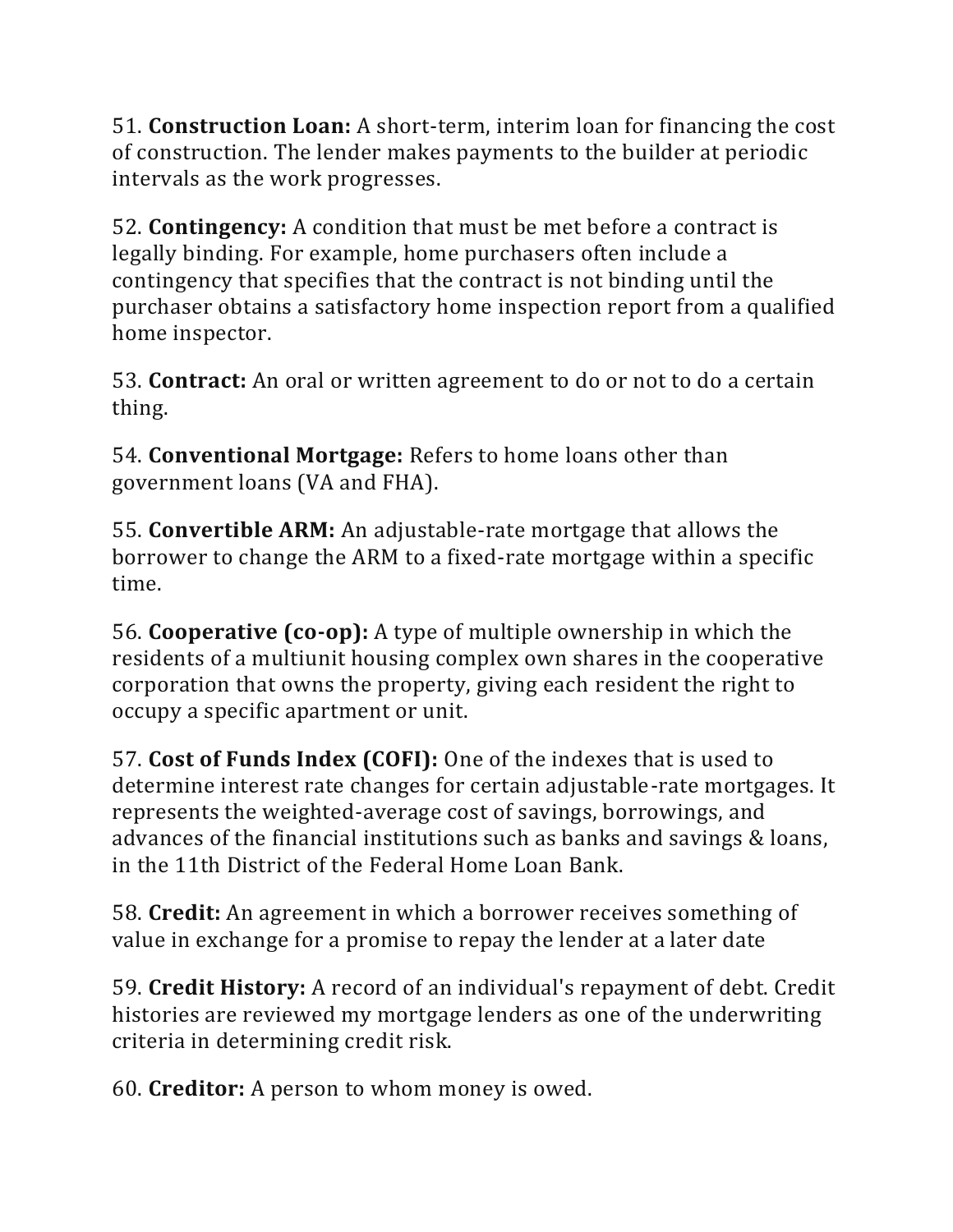51. **Construction Loan:** A short-term, interim loan for financing the cost of construction. The lender makes payments to the builder at periodic intervals as the work progresses.

52. **Contingency:** A condition that must be met before a contract is legally binding. For example, home purchasers often include a contingency that specifies that the contract is not binding until the purchaser obtains a satisfactory home inspection report from a qualified home inspector.

53. **Contract:** An oral or written agreement to do or not to do a certain thing.

54. **Conventional Mortgage:** Refers to home loans other than government loans (VA and FHA).

55. **Convertible ARM:** An adjustable-rate mortgage that allows the borrower to change the ARM to a fixed-rate mortgage within a specific time.

56. **Cooperative (co-op):** A type of multiple ownership in which the residents of a multiunit housing complex own shares in the cooperative corporation that owns the property, giving each resident the right to occupy a specific apartment or unit.

57. **Cost of Funds Index (COFI):** One of the indexes that is used to determine interest rate changes for certain adjustable-rate mortgages. It represents the weighted-average cost of savings, borrowings, and advances of the financial institutions such as banks and savings & loans, in the 11th District of the Federal Home Loan Bank.

58. **Credit:** An agreement in which a borrower receives something of value in exchange for a promise to repay the lender at a later date

59. **Credit History:** A record of an individual's repayment of debt. Credit histories are reviewed my mortgage lenders as one of the underwriting criteria in determining credit risk.

60. **Creditor:** A person to whom money is owed.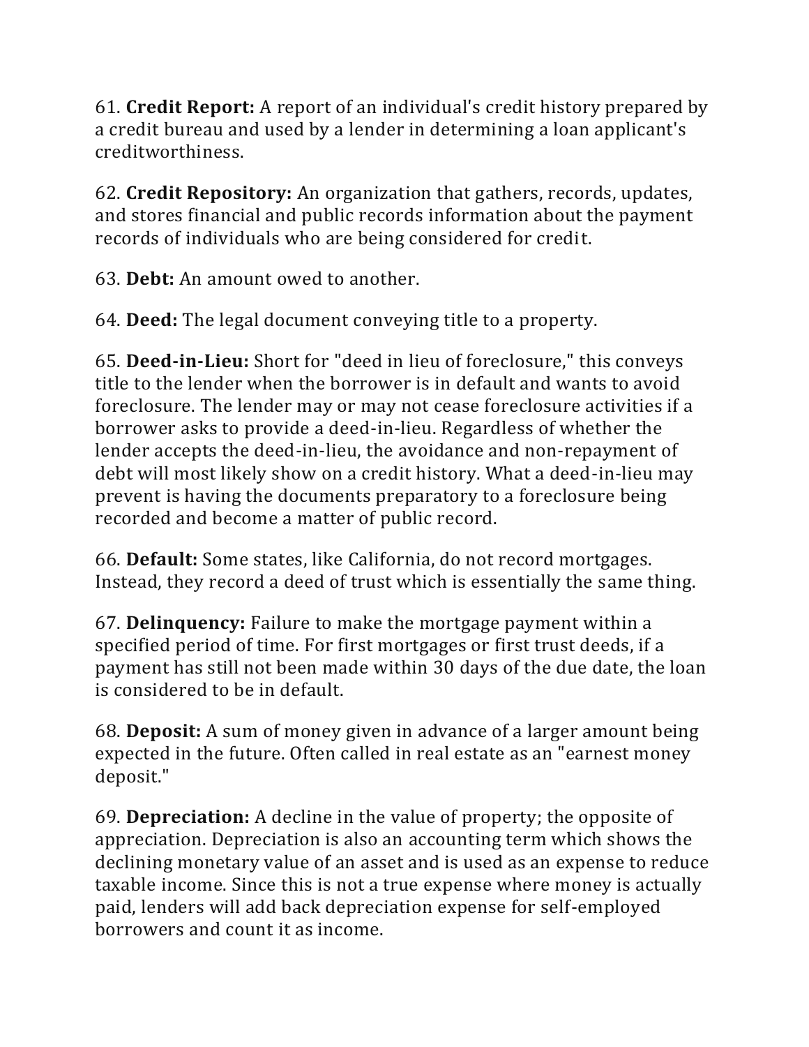61. **Credit Report:** A report of an individual's credit history prepared by a credit bureau and used by a lender in determining a loan applicant's creditworthiness.

62. **Credit Repository:** An organization that gathers, records, updates, and stores financial and public records information about the payment records of individuals who are being considered for credit.

63. **Debt:** An amount owed to another.

64. **Deed:** The legal document conveying title to a property.

65. **Deed-in-Lieu:** Short for "deed in lieu of foreclosure," this conveys title to the lender when the borrower is in default and wants to avoid foreclosure. The lender may or may not cease foreclosure activities if a borrower asks to provide a deed-in-lieu. Regardless of whether the lender accepts the deed-in-lieu, the avoidance and non-repayment of debt will most likely show on a credit history. What a deed-in-lieu may prevent is having the documents preparatory to a foreclosure being recorded and become a matter of public record.

66. **Default:** Some states, like California, do not record mortgages. Instead, they record a deed of trust which is essentially the same thing.

67. **Delinquency:** Failure to make the mortgage payment within a specified period of time. For first mortgages or first trust deeds, if a payment has still not been made within 30 days of the due date, the loan is considered to be in default.

68. **Deposit:** A sum of money given in advance of a larger amount being expected in the future. Often called in real estate as an "earnest money deposit."

69. **Depreciation:** A decline in the value of property; the opposite of appreciation. Depreciation is also an accounting term which shows the declining monetary value of an asset and is used as an expense to reduce taxable income. Since this is not a true expense where money is actually paid, lenders will add back depreciation expense for self-employed borrowers and count it as income.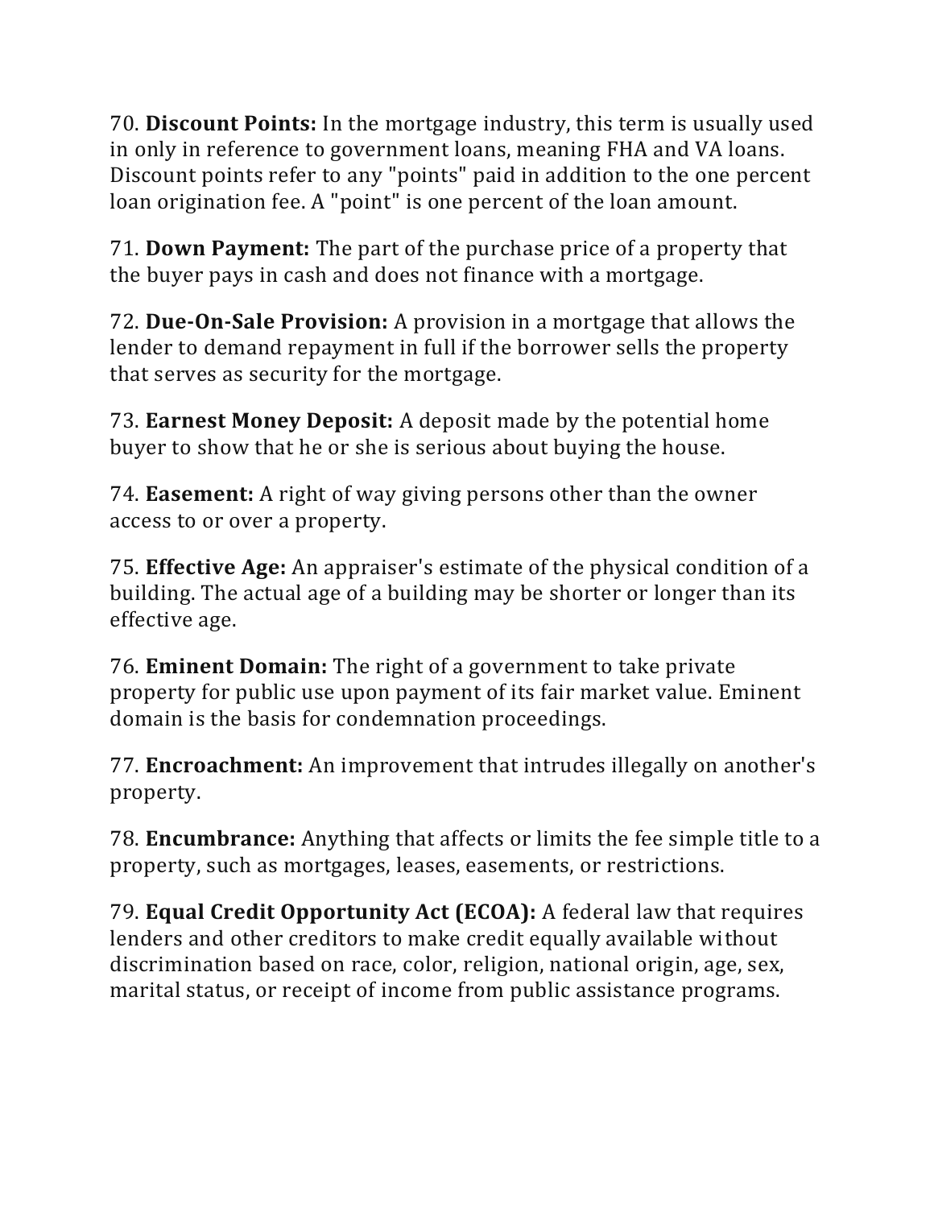70. **Discount Points:** In the mortgage industry, this term is usually used in only in reference to government loans, meaning FHA and VA loans. Discount points refer to any "points" paid in addition to the one percent loan origination fee. A "point" is one percent of the loan amount.

71. **Down Payment:** The part of the purchase price of a property that the buyer pays in cash and does not finance with a mortgage.

72. **Due-On-Sale Provision:** A provision in a mortgage that allows the lender to demand repayment in full if the borrower sells the property that serves as security for the mortgage.

73. **Earnest Money Deposit:** A deposit made by the potential home buyer to show that he or she is serious about buying the house.

74. **Easement:** A right of way giving persons other than the owner access to or over a property.

75. **Effective Age:** An appraiser's estimate of the physical condition of a building. The actual age of a building may be shorter or longer than its effective age.

76. **Eminent Domain:** The right of a government to take private property for public use upon payment of its fair market value. Eminent domain is the basis for condemnation proceedings.

77. **Encroachment:** An improvement that intrudes illegally on another's property.

78. **Encumbrance:** Anything that affects or limits the fee simple title to a property, such as mortgages, leases, easements, or restrictions.

79. **Equal Credit Opportunity Act (ECOA):** A federal law that requires lenders and other creditors to make credit equally available without discrimination based on race, color, religion, national origin, age, sex, marital status, or receipt of income from public assistance programs.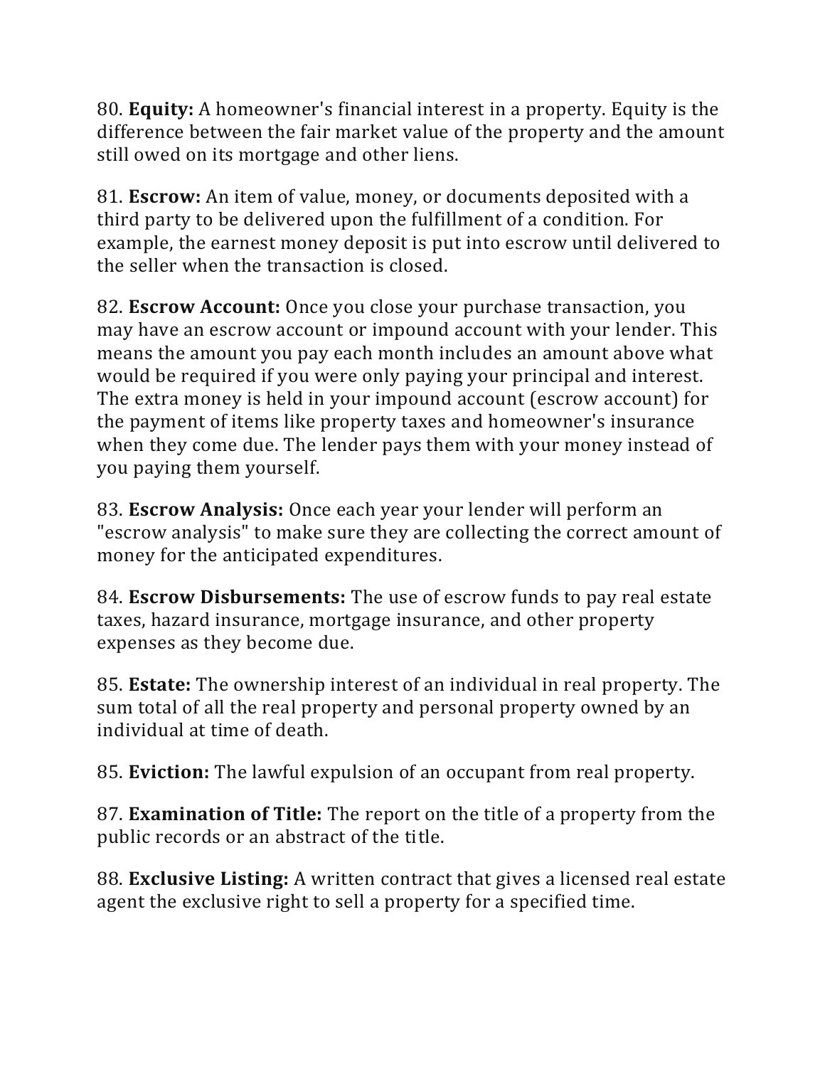80. **Equity:** A homeowner's financial interest in a property. Equity is the difference between the fair market value of the property and the amount still owed on its mortgage and other liens.

81. **Escrow:** An item of value, money, or documents deposited with a third party to be delivered upon the fulfillment of a condition. For example, the earnest money deposit is put into escrow until delivered to the seller when the transaction is closed.

82. **Escrow Account:** Once you close your purchase transaction, you may have an escrow account or impound account with your lender. This means the amount you pay each month includes an amount above what would be required if you were only paying your principal and interest. The extra money is held in your impound account (escrow account) for the payment of items like property taxes and homeowner's insurance when they come due. The lender pays them with your money instead of you paying them yourself.

83. **Escrow Analysis:** Once each year your lender will perform an "escrow analysis" to make sure they are collecting the correct amount of money for the anticipated expenditures.

84. **Escrow Disbursements:** The use of escrow funds to pay real estate taxes, hazard insurance, mortgage insurance, and other property expenses as they become due.

85. **Estate:** The ownership interest of an individual in real property. The sum total of all the real property and personal property owned by an individual at time of death.

85. **Eviction:** The lawful expulsion of an occupant from real property.

87. **Examination of Title:** The report on the title of a property from the public records or an abstract of the title.

88. **Exclusive Listing:** A written contract that gives a licensed real estate agent the exclusive right to sell a property for a specified time.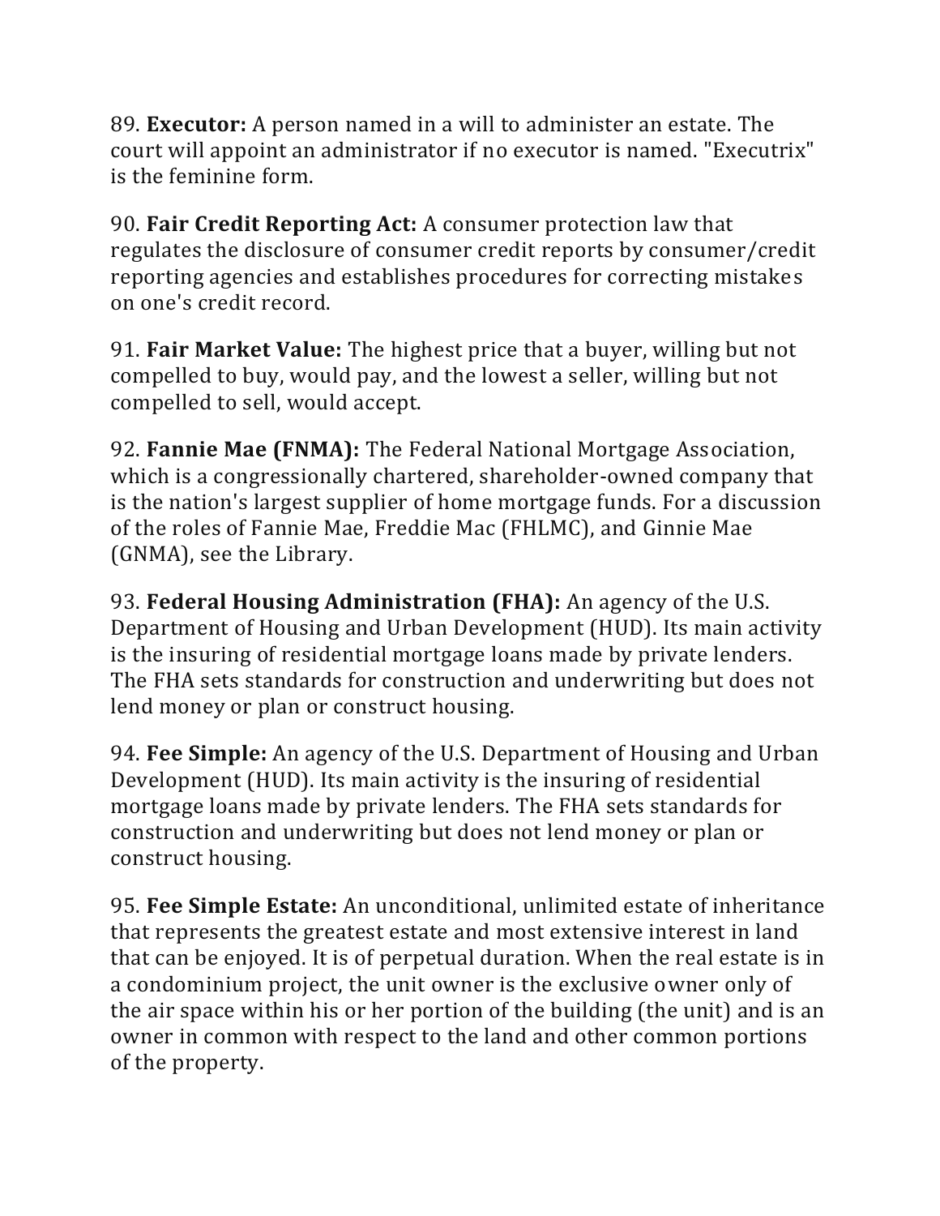89. **Executor:** A person named in a will to administer an estate. The court will appoint an administrator if no executor is named. "Executrix" is the feminine form.

90. **Fair Credit Reporting Act:** A consumer protection law that regulates the disclosure of consumer credit reports by consumer/credit reporting agencies and establishes procedures for correcting mistakes on one's credit record.

91. **Fair Market Value:** The highest price that a buyer, willing but not compelled to buy, would pay, and the lowest a seller, willing but not compelled to sell, would accept.

92. **Fannie Mae (FNMA):** The Federal National Mortgage Association, which is a congressionally chartered, shareholder-owned company that is the nation's largest supplier of home mortgage funds. For a discussion of the roles of Fannie Mae, Freddie Mac (FHLMC), and Ginnie Mae (GNMA), see the Library.

93. **Federal Housing Administration (FHA):** An agency of the U.S. Department of Housing and Urban Development (HUD). Its main activity is the insuring of residential mortgage loans made by private lenders. The FHA sets standards for construction and underwriting but does not lend money or plan or construct housing.

94. **Fee Simple:** An agency of the U.S. Department of Housing and Urban Development (HUD). Its main activity is the insuring of residential mortgage loans made by private lenders. The FHA sets standards for construction and underwriting but does not lend money or plan or construct housing.

95. **Fee Simple Estate:** An unconditional, unlimited estate of inheritance that represents the greatest estate and most extensive interest in land that can be enjoyed. It is of perpetual duration. When the real estate is in a condominium project, the unit owner is the exclusive owner only of the air space within his or her portion of the building (the unit) and is an owner in common with respect to the land and other common portions of the property.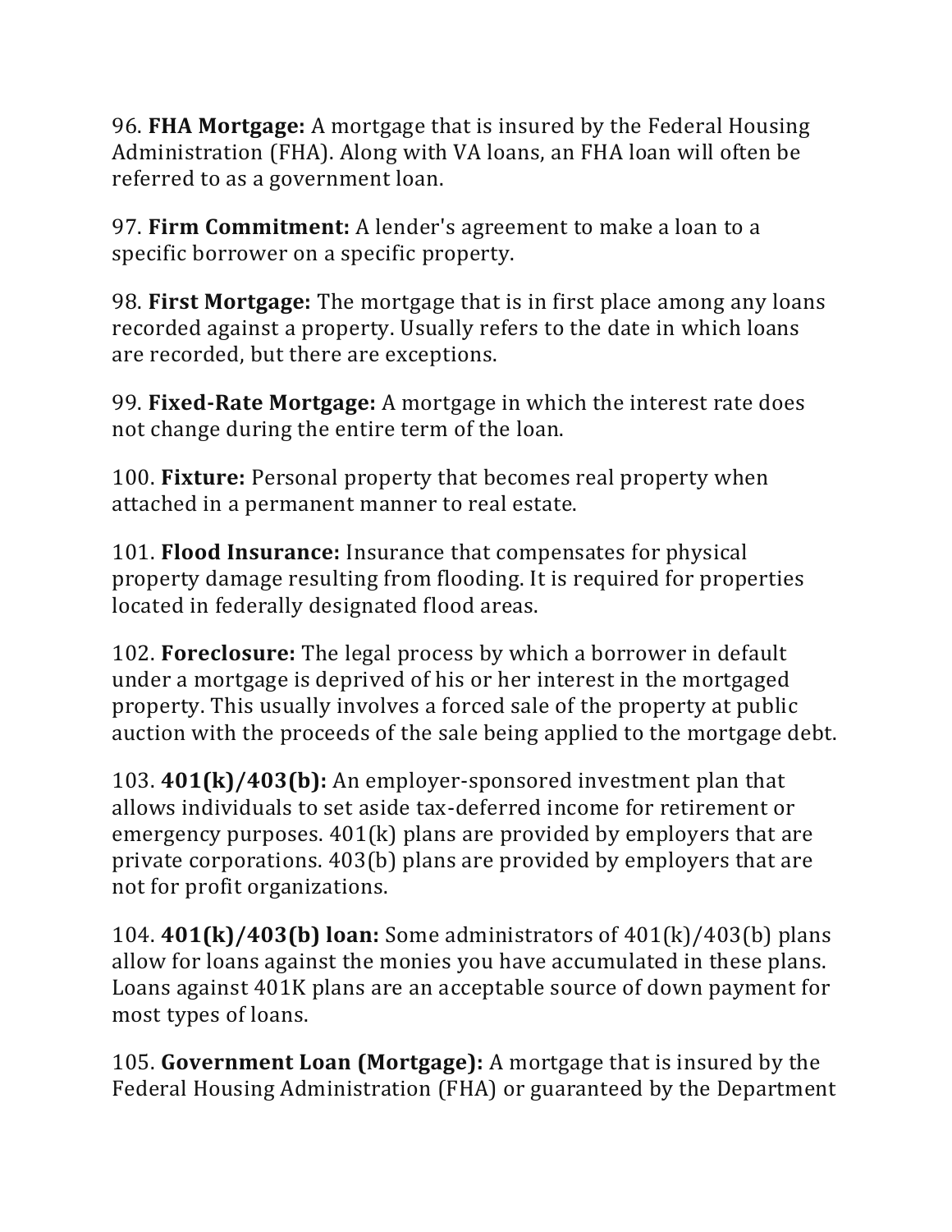96. **FHA Mortgage:** A mortgage that is insured by the Federal Housing Administration (FHA). Along with VA loans, an FHA loan will often be referred to as a government loan.

97. **Firm Commitment:** A lender's agreement to make a loan to a specific borrower on a specific property.

98. **First Mortgage:** The mortgage that is in first place among any loans recorded against a property. Usually refers to the date in which loans are recorded, but there are exceptions.

99. **Fixed-Rate Mortgage:** A mortgage in which the interest rate does not change during the entire term of the loan.

100. **Fixture:** Personal property that becomes real property when attached in a permanent manner to real estate.

101. **Flood Insurance:** Insurance that compensates for physical property damage resulting from flooding. It is required for properties located in federally designated flood areas.

102. **Foreclosure:** The legal process by which a borrower in default under a mortgage is deprived of his or her interest in the mortgaged property. This usually involves a forced sale of the property at public auction with the proceeds of the sale being applied to the mortgage debt.

103. **401(k)/403(b):** An employer-sponsored investment plan that allows individuals to set aside tax-deferred income for retirement or emergency purposes. 401(k) plans are provided by employers that are private corporations. 403(b) plans are provided by employers that are not for profit organizations.

104. **401(k)/403(b) loan:** Some administrators of 401(k)/403(b) plans allow for loans against the monies you have accumulated in these plans. Loans against 401K plans are an acceptable source of down payment for most types of loans.

105. **Government Loan (Mortgage):** A mortgage that is insured by the Federal Housing Administration (FHA) or guaranteed by the Department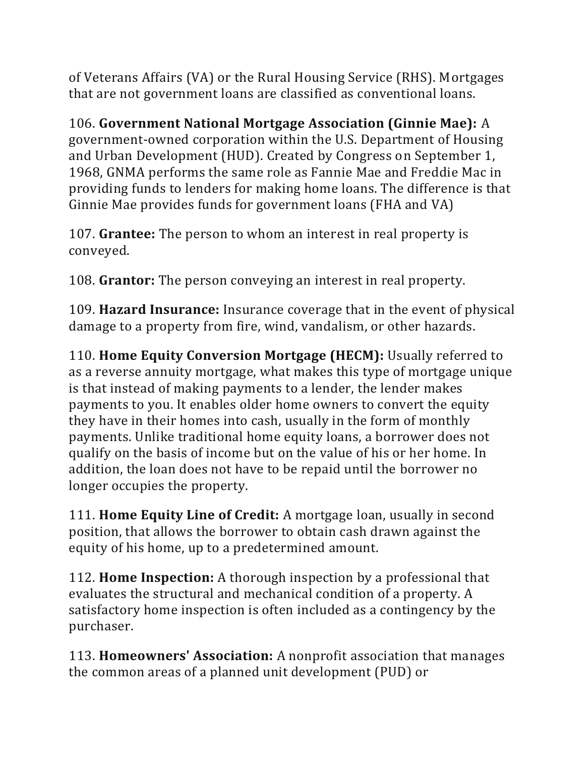of Veterans Affairs (VA) or the Rural Housing Service (RHS). Mortgages that are not government loans are classified as conventional loans.

106. **Government National Mortgage Association (Ginnie Mae):** A government-owned corporation within the U.S. Department of Housing and Urban Development (HUD). Created by Congress on September 1, 1968, GNMA performs the same role as Fannie Mae and Freddie Mac in providing funds to lenders for making home loans. The difference is that Ginnie Mae provides funds for government loans (FHA and VA)

107. **Grantee:** The person to whom an interest in real property is conveyed.

108. **Grantor:** The person conveying an interest in real property.

109. **Hazard Insurance:** Insurance coverage that in the event of physical damage to a property from fire, wind, vandalism, or other hazards.

110. **Home Equity Conversion Mortgage (HECM):** Usually referred to as a reverse annuity mortgage, what makes this type of mortgage unique is that instead of making payments to a lender, the lender makes payments to you. It enables older home owners to convert the equity they have in their homes into cash, usually in the form of monthly payments. Unlike traditional home equity loans, a borrower does not qualify on the basis of income but on the value of his or her home. In addition, the loan does not have to be repaid until the borrower no longer occupies the property.

111. **Home Equity Line of Credit:** A mortgage loan, usually in second position, that allows the borrower to obtain cash drawn against the equity of his home, up to a predetermined amount.

112. **Home Inspection:** A thorough inspection by a professional that evaluates the structural and mechanical condition of a property. A satisfactory home inspection is often included as a contingency by the purchaser.

113. **Homeowners' Association:** A nonprofit association that manages the common areas of a planned unit development (PUD) or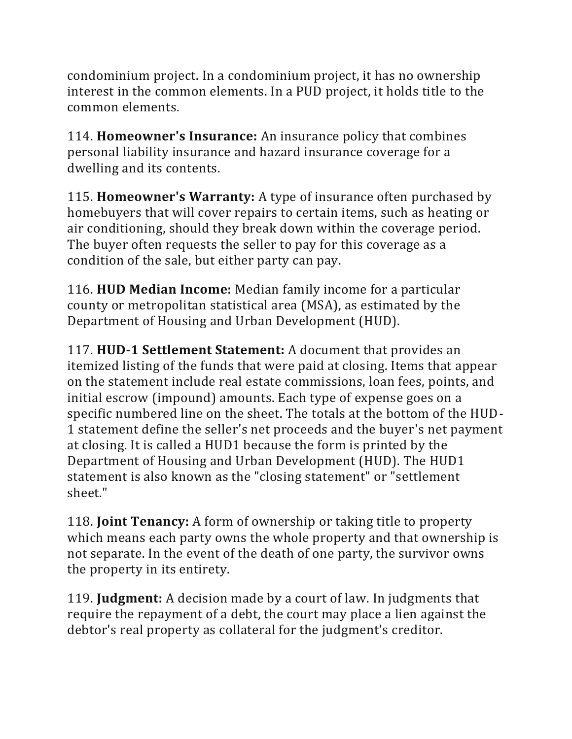condominium project. In a condominium project, it has no ownership interest in the common elements. In a PUD project, it holds title to the common elements.

114. **Homeowner's Insurance:** An insurance policy that combines personal liability insurance and hazard insurance coverage for a dwelling and its contents.

115. **Homeowner's Warranty:** A type of insurance often purchased by homebuyers that will cover repairs to certain items, such as heating or air conditioning, should they break down within the coverage period. The buyer often requests the seller to pay for this coverage as a condition of the sale, but either party can pay.

116. **HUD Median Income:** Median family income for a particular county or metropolitan statistical area (MSA), as estimated by the Department of Housing and Urban Development (HUD).

117. **HUD-1 Settlement Statement:** A document that provides an itemized listing of the funds that were paid at closing. Items that appear on the statement include real estate commissions, loan fees, points, and initial escrow (impound) amounts. Each type of expense goes on a specific numbered line on the sheet. The totals at the bottom of the HUD-1 statement define the seller's net proceeds and the buyer's net payment at closing. It is called a HUD1 because the form is printed by the Department of Housing and Urban Development (HUD). The HUD1 statement is also known as the "closing statement" or "settlement sheet."

118. **Joint Tenancy:** A form of ownership or taking title to property which means each party owns the whole property and that ownership is not separate. In the event of the death of one party, the survivor owns the property in its entirety.

119. **Judgment:** A decision made by a court of law. In judgments that require the repayment of a debt, the court may place a lien against the debtor's real property as collateral for the judgment's creditor.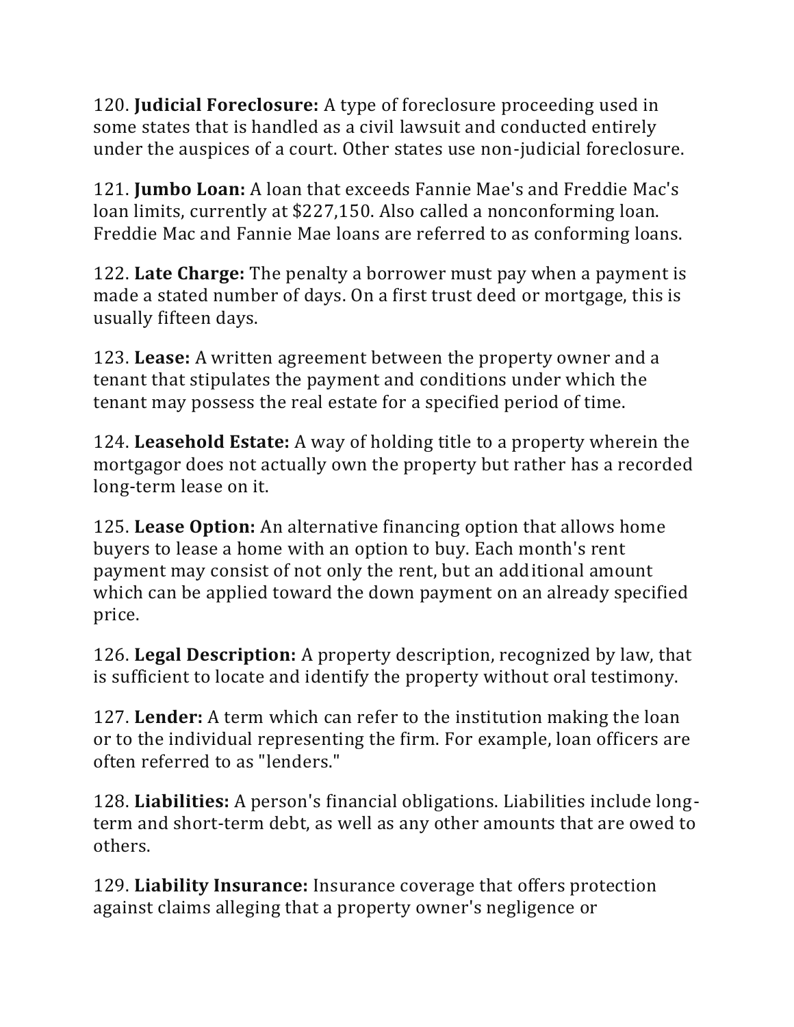120. **Judicial Foreclosure:** A type of foreclosure proceeding used in some states that is handled as a civil lawsuit and conducted entirely under the auspices of a court. Other states use non-judicial foreclosure.

121. **Jumbo Loan:** A loan that exceeds Fannie Mae's and Freddie Mac's loan limits, currently at $227,150. Also called a nonconforming loan. Freddie Mac and Fannie Mae loans are referred to as conforming loans.

122. **Late Charge:** The penalty a borrower must pay when a payment is made a stated number of days. On a first trust deed or mortgage, this is usually fifteen days.

123. **Lease:** A written agreement between the property owner and a tenant that stipulates the payment and conditions under which the tenant may possess the real estate for a specified period of time.

124. **Leasehold Estate:** A way of holding title to a property wherein the mortgagor does not actually own the property but rather has a recorded long-term lease on it.

125. **Lease Option:** An alternative financing option that allows home buyers to lease a home with an option to buy. Each month's rent payment may consist of not only the rent, but an additional amount which can be applied toward the down payment on an already specified price.

126. **Legal Description:** A property description, recognized by law, that is sufficient to locate and identify the property without oral testimony.

127. **Lender:** A term which can refer to the institution making the loan or to the individual representing the firm. For example, loan officers are often referred to as "lenders."

128. **Liabilities:** A person's financial obligations. Liabilities include long-term and short-term debt, as well as any other amounts that are owed to others.

129. **Liability Insurance:** Insurance coverage that offers protection against claims alleging that a property owner's negligence or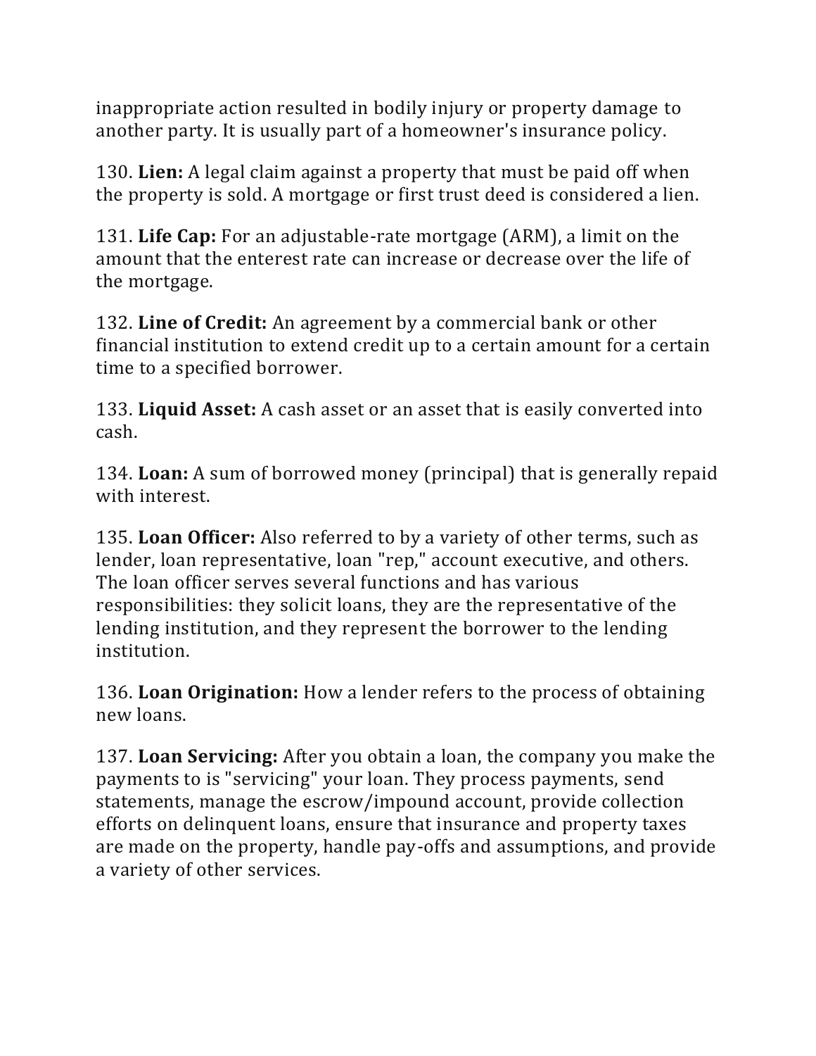inappropriate action resulted in bodily injury or property damage to another party. It is usually part of a homeowner's insurance policy.

130. **Lien:** A legal claim against a property that must be paid off when the property is sold. A mortgage or first trust deed is considered a lien.

131. **Life Cap:** For an adjustable-rate mortgage (ARM), a limit on the amount that the enterest rate can increase or decrease over the life of the mortgage.

132. **Line of Credit:** An agreement by a commercial bank or other financial institution to extend credit up to a certain amount for a certain time to a specified borrower.

133. **Liquid Asset:** A cash asset or an asset that is easily converted into cash.

134. **Loan:** A sum of borrowed money (principal) that is generally repaid with interest.

135. **Loan Officer:** Also referred to by a variety of other terms, such as lender, loan representative, loan "rep," account executive, and others. The loan officer serves several functions and has various responsibilities: they solicit loans, they are the representative of the lending institution, and they represent the borrower to the lending institution.

136. **Loan Origination:** How a lender refers to the process of obtaining new loans.

137. **Loan Servicing:** After you obtain a loan, the company you make the payments to is "servicing" your loan. They process payments, send statements, manage the escrow/impound account, provide collection efforts on delinquent loans, ensure that insurance and property taxes are made on the property, handle pay-offs and assumptions, and provide a variety of other services.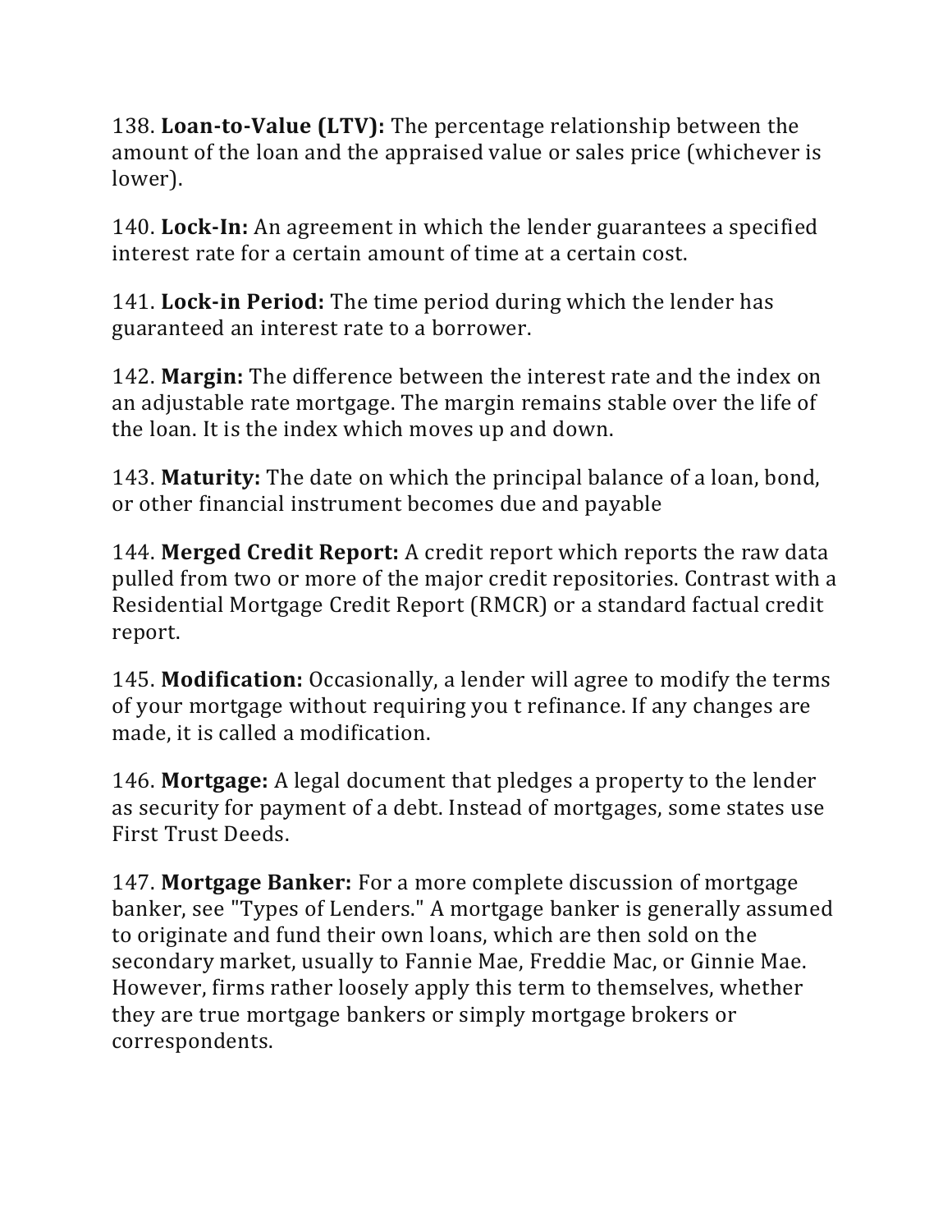138. **Loan-to-Value (LTV):** The percentage relationship between the amount of the loan and the appraised value or sales price (whichever is lower).

140. **Lock-In:** An agreement in which the lender guarantees a specified interest rate for a certain amount of time at a certain cost.

141. **Lock-in Period:** The time period during which the lender has guaranteed an interest rate to a borrower.

142. **Margin:** The difference between the interest rate and the index on an adjustable rate mortgage. The margin remains stable over the life of the loan. It is the index which moves up and down.

143. **Maturity:** The date on which the principal balance of a loan, bond, or other financial instrument becomes due and payable

144. **Merged Credit Report:** A credit report which reports the raw data pulled from two or more of the major credit repositories. Contrast with a Residential Mortgage Credit Report (RMCR) or a standard factual credit report.

145. **Modification:** Occasionally, a lender will agree to modify the terms of your mortgage without requiring you t refinance. If any changes are made, it is called a modification.

146. **Mortgage:** A legal document that pledges a property to the lender as security for payment of a debt. Instead of mortgages, some states use First Trust Deeds.

147. **Mortgage Banker:** For a more complete discussion of mortgage banker, see "Types of Lenders." A mortgage banker is generally assumed to originate and fund their own loans, which are then sold on the secondary market, usually to Fannie Mae, Freddie Mac, or Ginnie Mae. However, firms rather loosely apply this term to themselves, whether they are true mortgage bankers or simply mortgage brokers or correspondents.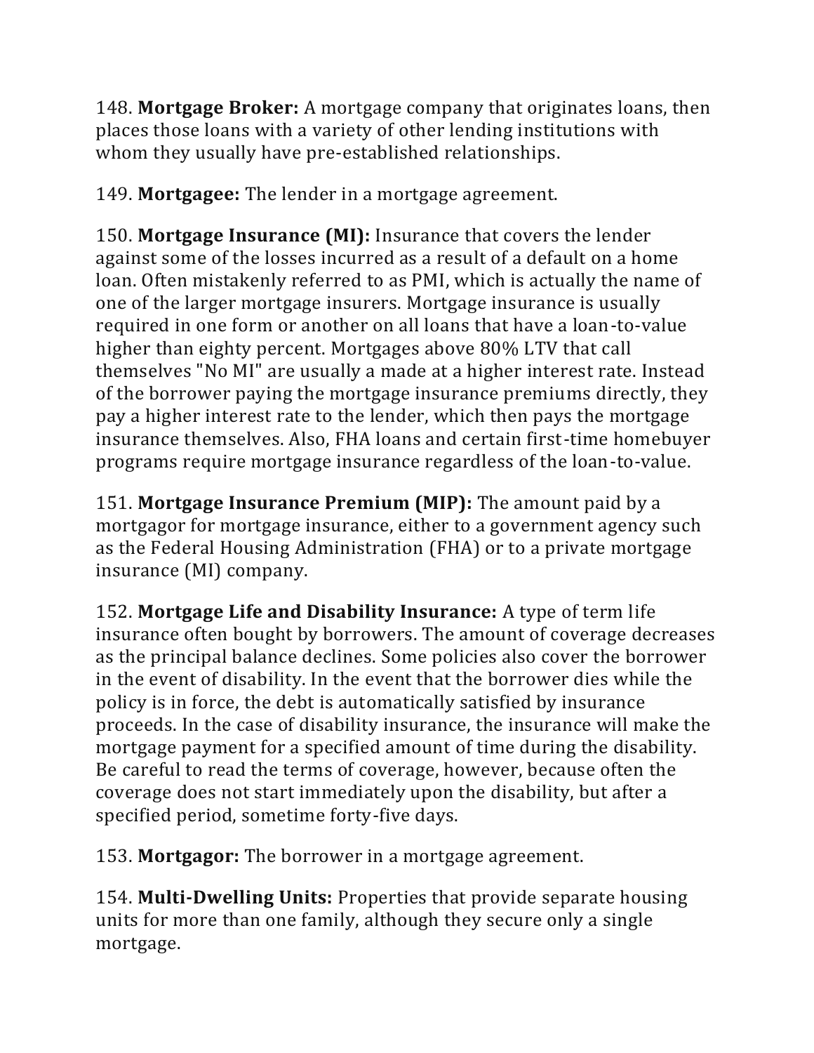148. **Mortgage Broker:** A mortgage company that originates loans, then places those loans with a variety of other lending institutions with whom they usually have pre-established relationships.

149. **Mortgagee:** The lender in a mortgage agreement.

150. **Mortgage Insurance (MI):** Insurance that covers the lender against some of the losses incurred as a result of a default on a home loan. Often mistakenly referred to as PMI, which is actually the name of one of the larger mortgage insurers. Mortgage insurance is usually required in one form or another on all loans that have a loan-to-value higher than eighty percent. Mortgages above 80% LTV that call themselves "No MI" are usually a made at a higher interest rate. Instead of the borrower paying the mortgage insurance premiums directly, they pay a higher interest rate to the lender, which then pays the mortgage insurance themselves. Also, FHA loans and certain first-time homebuyer programs require mortgage insurance regardless of the loan-to-value.

151. **Mortgage Insurance Premium (MIP):** The amount paid by a mortgagor for mortgage insurance, either to a government agency such as the Federal Housing Administration (FHA) or to a private mortgage insurance (MI) company.

152. **Mortgage Life and Disability Insurance:** A type of term life insurance often bought by borrowers. The amount of coverage decreases as the principal balance declines. Some policies also cover the borrower in the event of disability. In the event that the borrower dies while the policy is in force, the debt is automatically satisfied by insurance proceeds. In the case of disability insurance, the insurance will make the mortgage payment for a specified amount of time during the disability. Be careful to read the terms of coverage, however, because often the coverage does not start immediately upon the disability, but after a specified period, sometime forty-five days.

153. **Mortgagor:** The borrower in a mortgage agreement.

154. **Multi-Dwelling Units:** Properties that provide separate housing units for more than one family, although they secure only a single mortgage.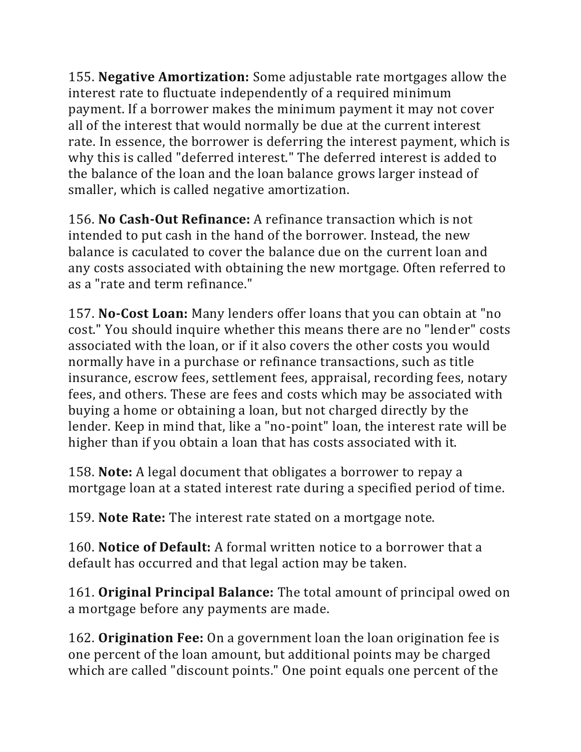155. **Negative Amortization:** Some adjustable rate mortgages allow the interest rate to fluctuate independently of a required minimum payment. If a borrower makes the minimum payment it may not cover all of the interest that would normally be due at the current interest rate. In essence, the borrower is deferring the interest payment, which is why this is called "deferred interest." The deferred interest is added to the balance of the loan and the loan balance grows larger instead of smaller, which is called negative amortization.

156. **No Cash-Out Refinance:** A refinance transaction which is not intended to put cash in the hand of the borrower. Instead, the new balance is caculated to cover the balance due on the current loan and any costs associated with obtaining the new mortgage. Often referred to as a "rate and term refinance."

157. **No-Cost Loan:** Many lenders offer loans that you can obtain at "no cost." You should inquire whether this means there are no "lender" costs associated with the loan, or if it also covers the other costs you would normally have in a purchase or refinance transactions, such as title insurance, escrow fees, settlement fees, appraisal, recording fees, notary fees, and others. These are fees and costs which may be associated with buying a home or obtaining a loan, but not charged directly by the lender. Keep in mind that, like a "no-point" loan, the interest rate will be higher than if you obtain a loan that has costs associated with it.

158. **Note:** A legal document that obligates a borrower to repay a mortgage loan at a stated interest rate during a specified period of time.

159. **Note Rate:** The interest rate stated on a mortgage note.

160. **Notice of Default:** A formal written notice to a borrower that a default has occurred and that legal action may be taken.

161. **Original Principal Balance:** The total amount of principal owed on a mortgage before any payments are made.

162. **Origination Fee:** On a government loan the loan origination fee is one percent of the loan amount, but additional points may be charged which are called "discount points." One point equals one percent of the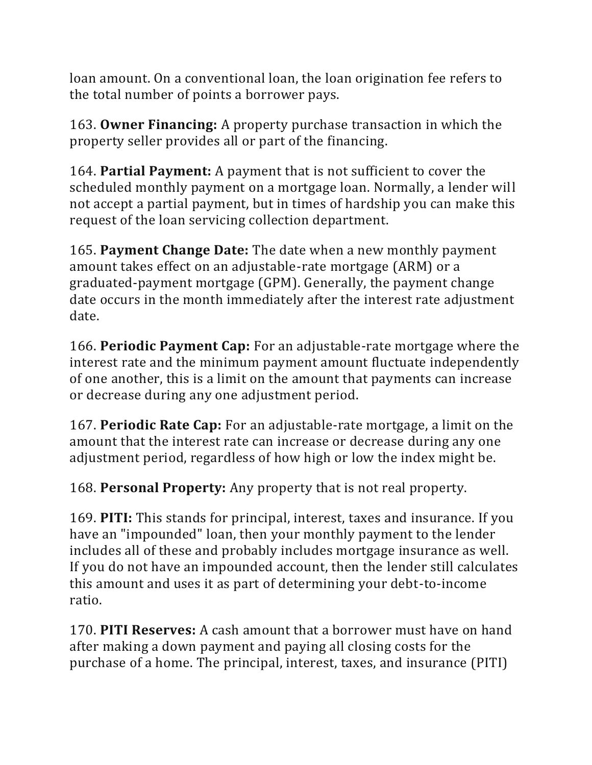loan amount. On a conventional loan, the loan origination fee refers to the total number of points a borrower pays.

163. **Owner Financing:** A property purchase transaction in which the property seller provides all or part of the financing.

164. **Partial Payment:** A payment that is not sufficient to cover the scheduled monthly payment on a mortgage loan. Normally, a lender will not accept a partial payment, but in times of hardship you can make this request of the loan servicing collection department.

165. **Payment Change Date:** The date when a new monthly payment amount takes effect on an adjustable-rate mortgage (ARM) or a graduated-payment mortgage (GPM). Generally, the payment change date occurs in the month immediately after the interest rate adjustment date.

166. **Periodic Payment Cap:** For an adjustable-rate mortgage where the interest rate and the minimum payment amount fluctuate independently of one another, this is a limit on the amount that payments can increase or decrease during any one adjustment period.

167. **Periodic Rate Cap:** For an adjustable-rate mortgage, a limit on the amount that the interest rate can increase or decrease during any one adjustment period, regardless of how high or low the index might be.

168. **Personal Property:** Any property that is not real property.

169. **PITI:** This stands for principal, interest, taxes and insurance. If you have an "impounded" loan, then your monthly payment to the lender includes all of these and probably includes mortgage insurance as well. If you do not have an impounded account, then the lender still calculates this amount and uses it as part of determining your debt-to-income ratio.

170. **PITI Reserves:** A cash amount that a borrower must have on hand after making a down payment and paying all closing costs for the purchase of a home. The principal, interest, taxes, and insurance (PITI)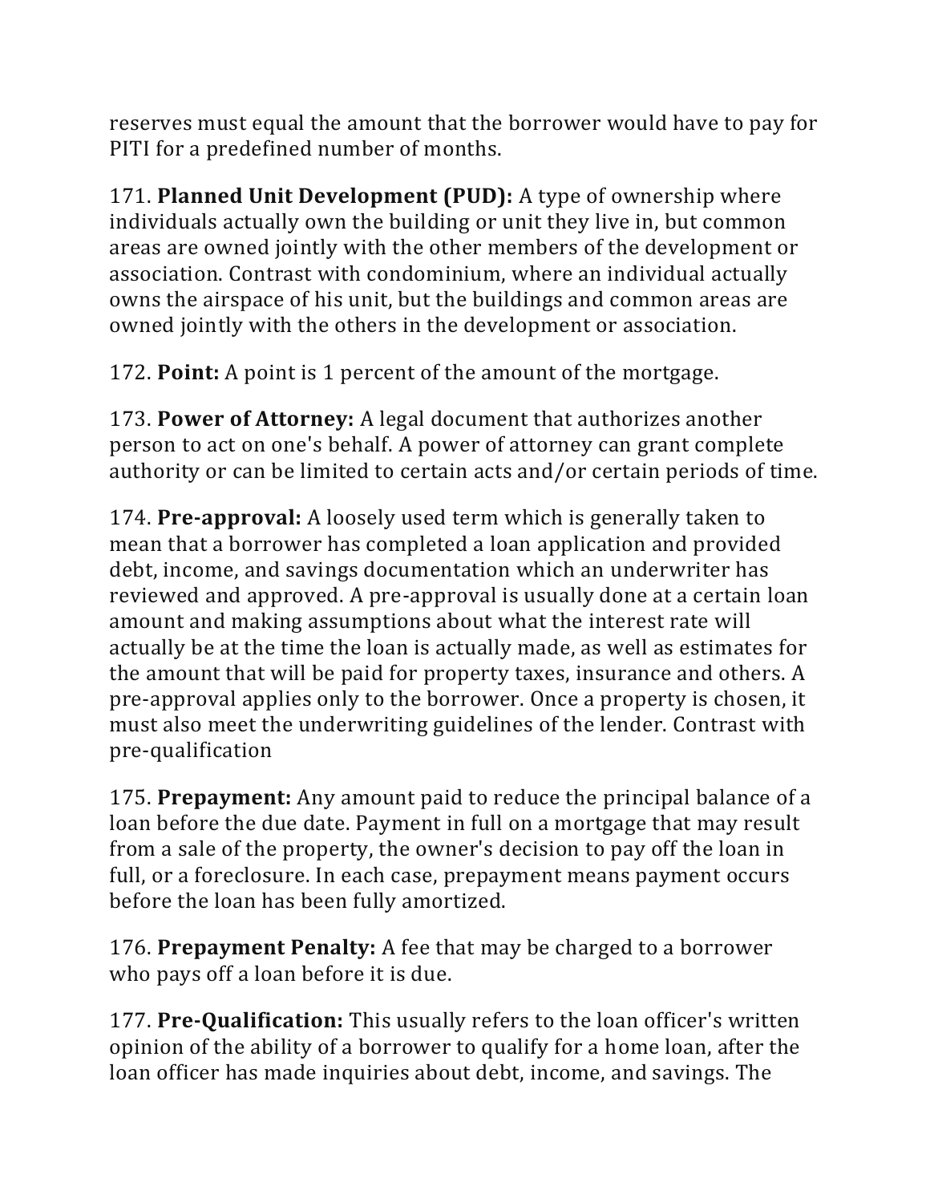reserves must equal the amount that the borrower would have to pay for PITI for a predefined number of months.

171. **Planned Unit Development (PUD):** A type of ownership where individuals actually own the building or unit they live in, but common areas are owned jointly with the other members of the development or association. Contrast with condominium, where an individual actually owns the airspace of his unit, but the buildings and common areas are owned jointly with the others in the development or association.

172. **Point:** A point is 1 percent of the amount of the mortgage.

173. **Power of Attorney:** A legal document that authorizes another person to act on one's behalf. A power of attorney can grant complete authority or can be limited to certain acts and/or certain periods of time.

174. **Pre-approval:** A loosely used term which is generally taken to mean that a borrower has completed a loan application and provided debt, income, and savings documentation which an underwriter has reviewed and approved. A pre-approval is usually done at a certain loan amount and making assumptions about what the interest rate will actually be at the time the loan is actually made, as well as estimates for the amount that will be paid for property taxes, insurance and others. A pre-approval applies only to the borrower. Once a property is chosen, it must also meet the underwriting guidelines of the lender. Contrast with pre-qualification

175. **Prepayment:** Any amount paid to reduce the principal balance of a loan before the due date. Payment in full on a mortgage that may result from a sale of the property, the owner's decision to pay off the loan in full, or a foreclosure. In each case, prepayment means payment occurs before the loan has been fully amortized.

176. **Prepayment Penalty:** A fee that may be charged to a borrower who pays off a loan before it is due.

177. **Pre-Qualification:** This usually refers to the loan officer's written opinion of the ability of a borrower to qualify for a home loan, after the loan officer has made inquiries about debt, income, and savings. The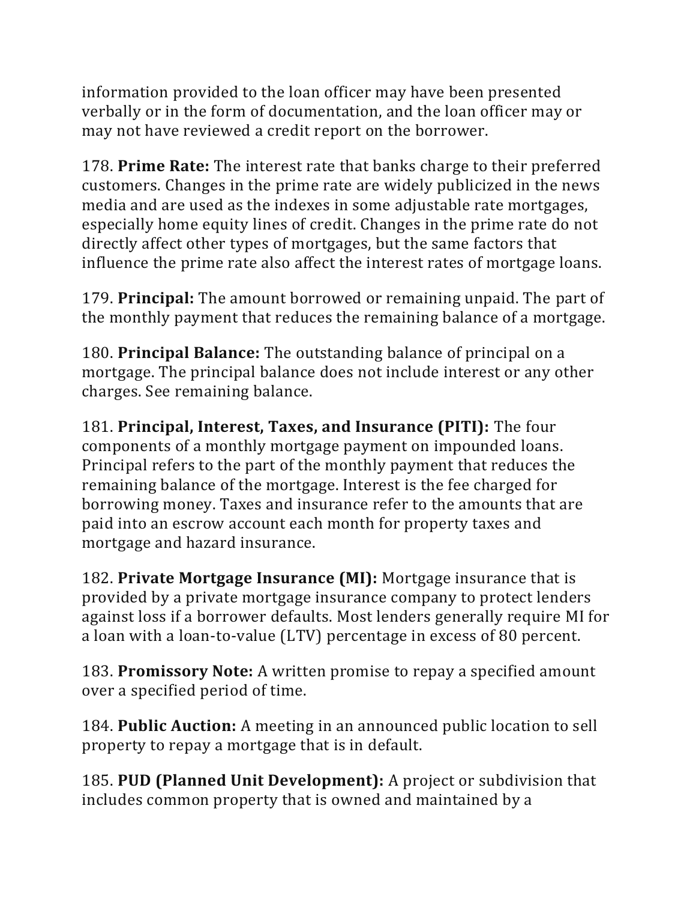information provided to the loan officer may have been presented verbally or in the form of documentation, and the loan officer may or may not have reviewed a credit report on the borrower.

178. **Prime Rate:** The interest rate that banks charge to their preferred customers. Changes in the prime rate are widely publicized in the news media and are used as the indexes in some adjustable rate mortgages, especially home equity lines of credit. Changes in the prime rate do not directly affect other types of mortgages, but the same factors that influence the prime rate also affect the interest rates of mortgage loans.

179. **Principal:** The amount borrowed or remaining unpaid. The part of the monthly payment that reduces the remaining balance of a mortgage.

180. **Principal Balance:** The outstanding balance of principal on a mortgage. The principal balance does not include interest or any other charges. See remaining balance.

181. **Principal, Interest, Taxes, and Insurance (PITI):** The four components of a monthly mortgage payment on impounded loans. Principal refers to the part of the monthly payment that reduces the remaining balance of the mortgage. Interest is the fee charged for borrowing money. Taxes and insurance refer to the amounts that are paid into an escrow account each month for property taxes and mortgage and hazard insurance.

182. **Private Mortgage Insurance (MI):** Mortgage insurance that is provided by a private mortgage insurance company to protect lenders against loss if a borrower defaults. Most lenders generally require MI for a loan with a loan-to-value (LTV) percentage in excess of 80 percent.

183. **Promissory Note:** A written promise to repay a specified amount over a specified period of time.

184. **Public Auction:** A meeting in an announced public location to sell property to repay a mortgage that is in default.

185. **PUD (Planned Unit Development):** A project or subdivision that includes common property that is owned and maintained by a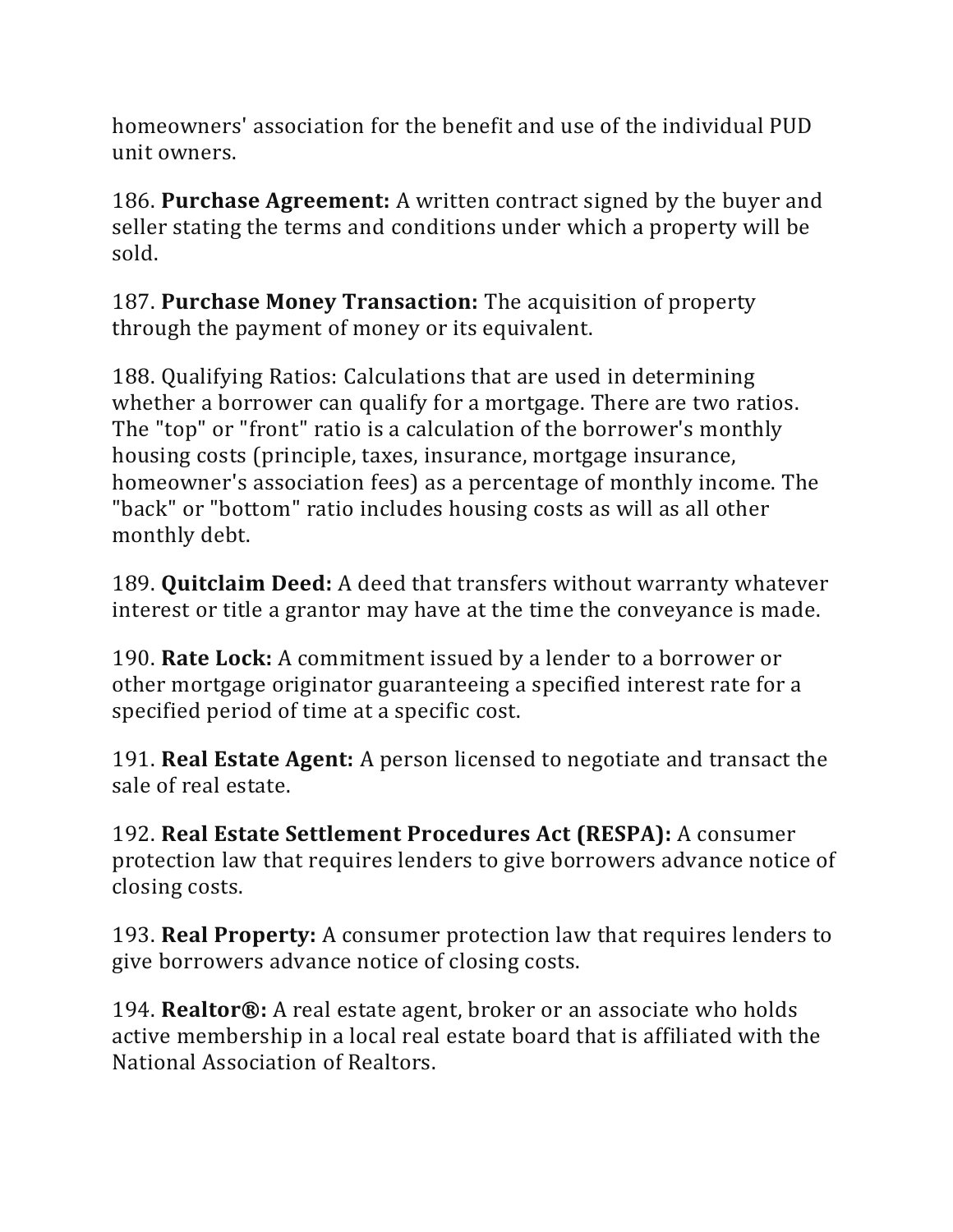homeowners' association for the benefit and use of the individual PUD unit owners.

186. **Purchase Agreement:** A written contract signed by the buyer and seller stating the terms and conditions under which a property will be sold.

187. **Purchase Money Transaction:** The acquisition of property through the payment of money or its equivalent.

188. Qualifying Ratios: Calculations that are used in determining whether a borrower can qualify for a mortgage. There are two ratios. The "top" or "front" ratio is a calculation of the borrower's monthly housing costs (principle, taxes, insurance, mortgage insurance, homeowner's association fees) as a percentage of monthly income. The "back" or "bottom" ratio includes housing costs as will as all other monthly debt.

189. **Quitclaim Deed:** A deed that transfers without warranty whatever interest or title a grantor may have at the time the conveyance is made.

190. **Rate Lock:** A commitment issued by a lender to a borrower or other mortgage originator guaranteeing a specified interest rate for a specified period of time at a specific cost.

191. **Real Estate Agent:** A person licensed to negotiate and transact the sale of real estate.

192. **Real Estate Settlement Procedures Act (RESPA):** A consumer protection law that requires lenders to give borrowers advance notice of closing costs.

193. **Real Property:** A consumer protection law that requires lenders to give borrowers advance notice of closing costs.

194. **Realtor®:** A real estate agent, broker or an associate who holds active membership in a local real estate board that is affiliated with the National Association of Realtors.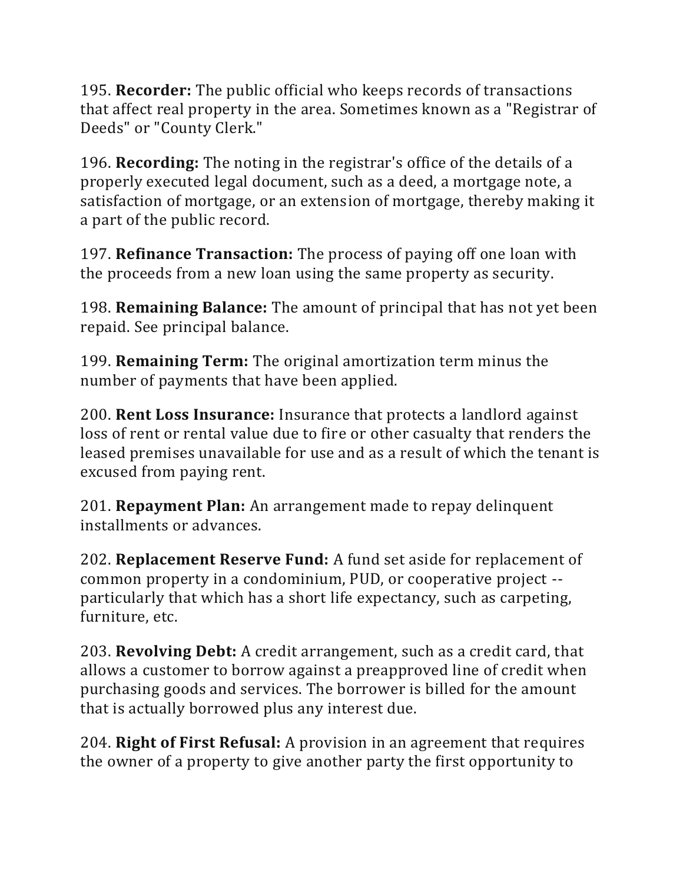195. **Recorder:** The public official who keeps records of transactions that affect real property in the area. Sometimes known as a "Registrar of Deeds" or "County Clerk."

196. **Recording:** The noting in the registrar's office of the details of a properly executed legal document, such as a deed, a mortgage note, a satisfaction of mortgage, or an extension of mortgage, thereby making it a part of the public record.

197. **Refinance Transaction:** The process of paying off one loan with the proceeds from a new loan using the same property as security.

198. **Remaining Balance:** The amount of principal that has not yet been repaid. See principal balance.

199. **Remaining Term:** The original amortization term minus the number of payments that have been applied.

200. **Rent Loss Insurance:** Insurance that protects a landlord against loss of rent or rental value due to fire or other casualty that renders the leased premises unavailable for use and as a result of which the tenant is excused from paying rent.

201. **Repayment Plan:** An arrangement made to repay delinquent installments or advances.

202. **Replacement Reserve Fund:** A fund set aside for replacement of common property in a condominium, PUD, or cooperative project -- particularly that which has a short life expectancy, such as carpeting, furniture, etc.

203. **Revolving Debt:** A credit arrangement, such as a credit card, that allows a customer to borrow against a preapproved line of credit when purchasing goods and services. The borrower is billed for the amount that is actually borrowed plus any interest due.

204. **Right of First Refusal:** A provision in an agreement that requires the owner of a property to give another party the first opportunity to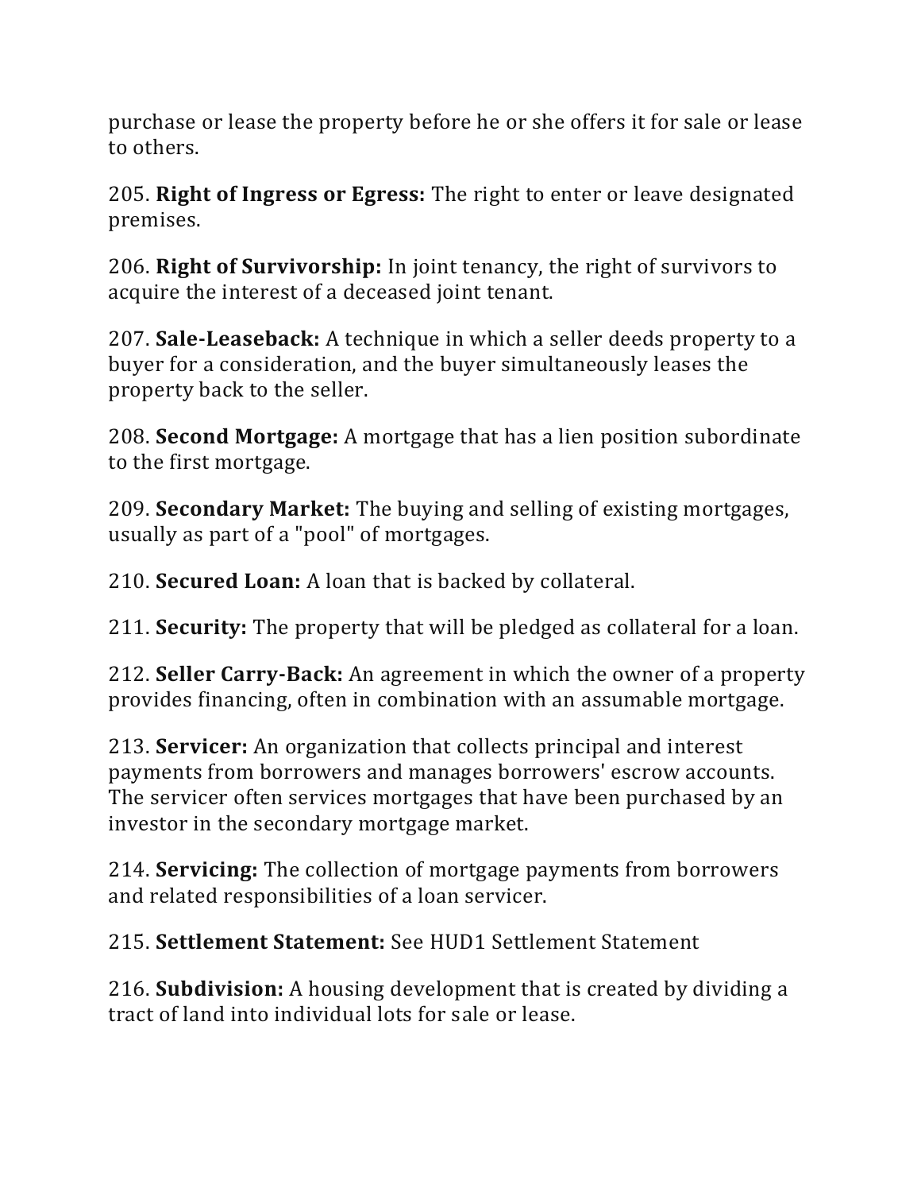purchase or lease the property before he or she offers it for sale or lease to others.

205. **Right of Ingress or Egress:** The right to enter or leave designated premises.

206. **Right of Survivorship:** In joint tenancy, the right of survivors to acquire the interest of a deceased joint tenant.

207. **Sale-Leaseback:** A technique in which a seller deeds property to a buyer for a consideration, and the buyer simultaneously leases the property back to the seller.

208. **Second Mortgage:** A mortgage that has a lien position subordinate to the first mortgage.

209. **Secondary Market:** The buying and selling of existing mortgages, usually as part of a "pool" of mortgages.

210. **Secured Loan:** A loan that is backed by collateral.

211. **Security:** The property that will be pledged as collateral for a loan.

212. **Seller Carry-Back:** An agreement in which the owner of a property provides financing, often in combination with an assumable mortgage.

213. **Servicer:** An organization that collects principal and interest payments from borrowers and manages borrowers' escrow accounts. The servicer often services mortgages that have been purchased by an investor in the secondary mortgage market.

214. **Servicing:** The collection of mortgage payments from borrowers and related responsibilities of a loan servicer.

215. **Settlement Statement:** See HUD1 Settlement Statement

216. **Subdivision:** A housing development that is created by dividing a tract of land into individual lots for sale or lease.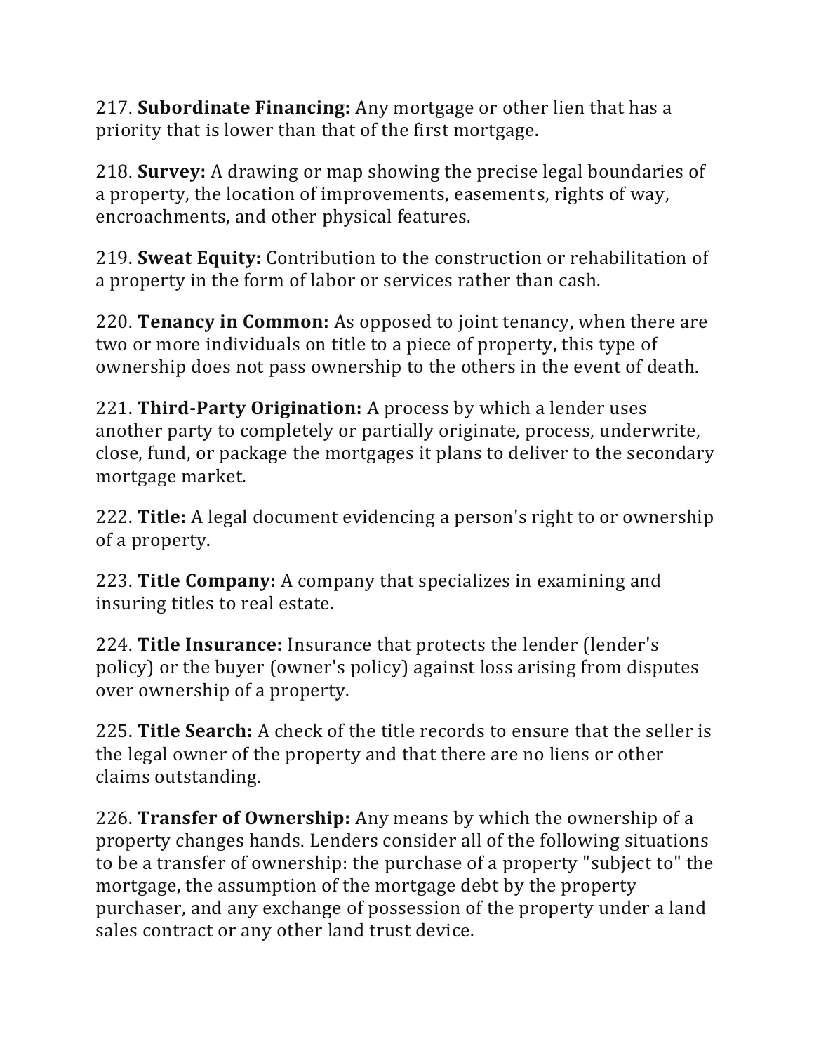217. **Subordinate Financing:** Any mortgage or other lien that has a priority that is lower than that of the first mortgage.

218. **Survey:** A drawing or map showing the precise legal boundaries of a property, the location of improvements, easements, rights of way, encroachments, and other physical features.

219. **Sweat Equity:** Contribution to the construction or rehabilitation of a property in the form of labor or services rather than cash.

220. **Tenancy in Common:** As opposed to joint tenancy, when there are two or more individuals on title to a piece of property, this type of ownership does not pass ownership to the others in the event of death.

221. **Third-Party Origination:** A process by which a lender uses another party to completely or partially originate, process, underwrite, close, fund, or package the mortgages it plans to deliver to the secondary mortgage market.

222. **Title:** A legal document evidencing a person's right to or ownership of a property.

223. **Title Company:** A company that specializes in examining and insuring titles to real estate.

224. **Title Insurance:** Insurance that protects the lender (lender's policy) or the buyer (owner's policy) against loss arising from disputes over ownership of a property.

225. **Title Search:** A check of the title records to ensure that the seller is the legal owner of the property and that there are no liens or other claims outstanding.

226. **Transfer of Ownership:** Any means by which the ownership of a property changes hands. Lenders consider all of the following situations to be a transfer of ownership: the purchase of a property "subject to" the mortgage, the assumption of the mortgage debt by the property purchaser, and any exchange of possession of the property under a land sales contract or any other land trust device.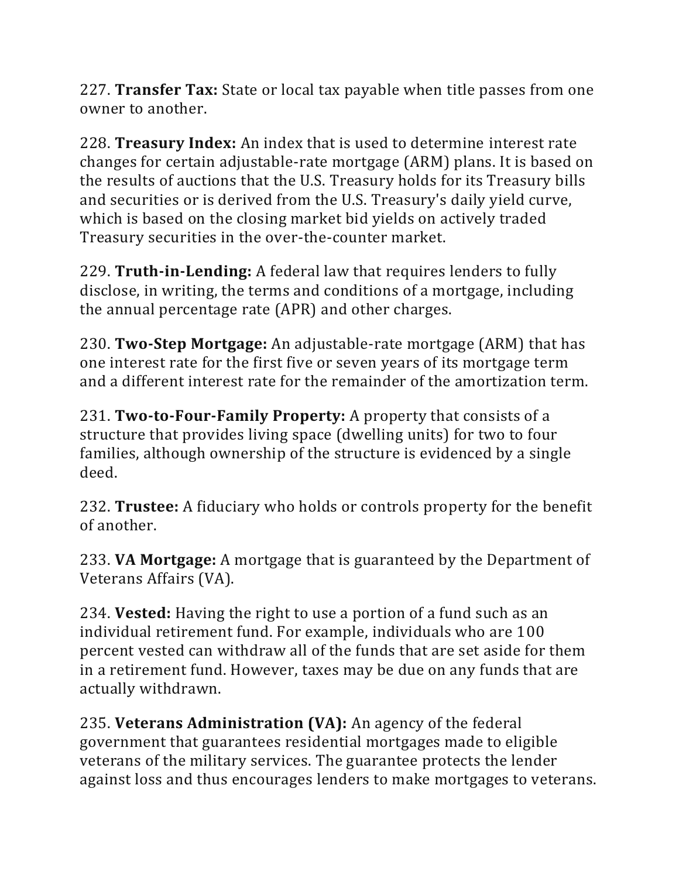227. **Transfer Tax:** State or local tax payable when title passes from one owner to another.

228. **Treasury Index:** An index that is used to determine interest rate changes for certain adjustable-rate mortgage (ARM) plans. It is based on the results of auctions that the U.S. Treasury holds for its Treasury bills and securities or is derived from the U.S. Treasury's daily yield curve, which is based on the closing market bid yields on actively traded Treasury securities in the over-the-counter market.

229. **Truth-in-Lending:** A federal law that requires lenders to fully disclose, in writing, the terms and conditions of a mortgage, including the annual percentage rate (APR) and other charges.

230. **Two-Step Mortgage:** An adjustable-rate mortgage (ARM) that has one interest rate for the first five or seven years of its mortgage term and a different interest rate for the remainder of the amortization term.

231. **Two-to-Four-Family Property:** A property that consists of a structure that provides living space (dwelling units) for two to four families, although ownership of the structure is evidenced by a single deed.

232. **Trustee:** A fiduciary who holds or controls property for the benefit of another.

233. **VA Mortgage:** A mortgage that is guaranteed by the Department of Veterans Affairs (VA).

234. **Vested:** Having the right to use a portion of a fund such as an individual retirement fund. For example, individuals who are 100 percent vested can withdraw all of the funds that are set aside for them in a retirement fund. However, taxes may be due on any funds that are actually withdrawn.

235. **Veterans Administration (VA):** An agency of the federal government that guarantees residential mortgages made to eligible veterans of the military services. The guarantee protects the lender against loss and thus encourages lenders to make mortgages to veterans.